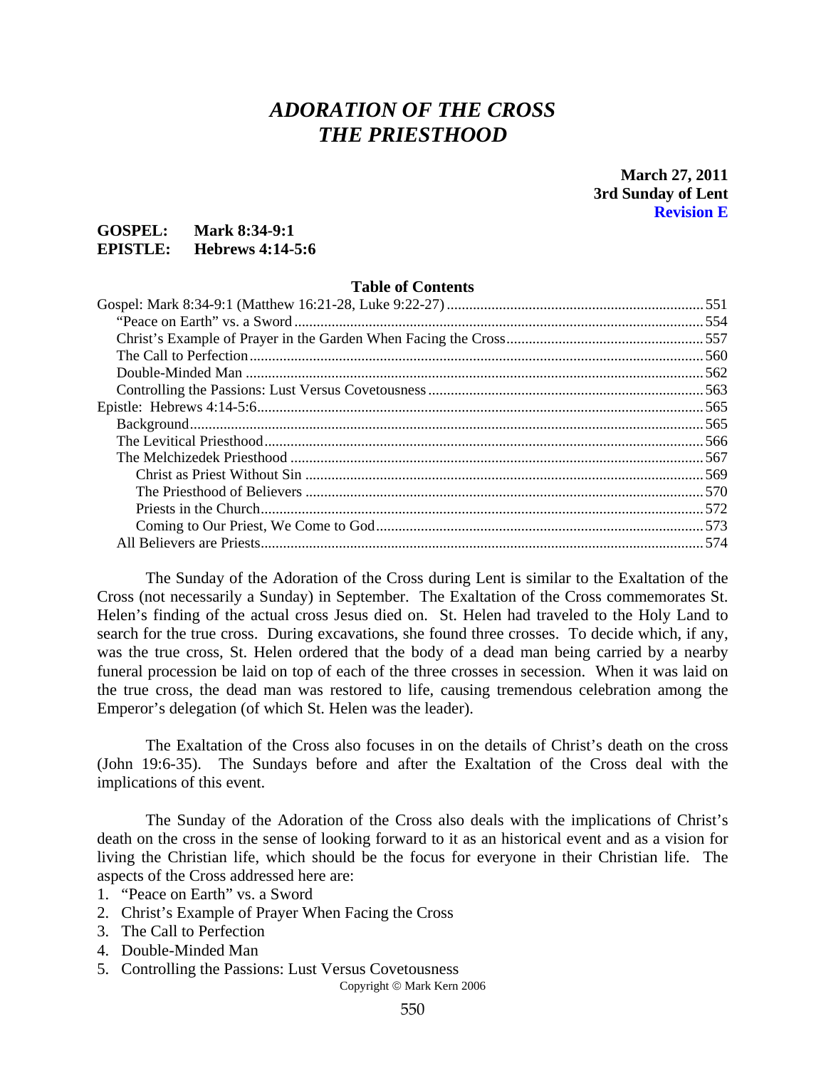# *ADORATION OF THE CROSS*
# *THE PRIESTHOOD*

**March 27, 2011**
**3rd Sunday of Lent**
**Revision E**

**GOSPEL: Mark 8:34-9:1**
**EPISTLE: Hebrews 4:14-5:6**

**Table of Contents**

- Gospel: Mark 8:34-9:1 (Matthew 16:21-28, Luke 9:22-27) .... 551
  - "Peace on Earth" vs. a Sword .... 554
  - Christ's Example of Prayer in the Garden When Facing the Cross .... 557
  - The Call to Perfection .... 560
  - Double-Minded Man .... 562
  - Controlling the Passions: Lust Versus Covetousness .... 563
- Epistle: Hebrews 4:14-5:6 .... 565
  - Background .... 565
  - The Levitical Priesthood .... 566
  - The Melchizedek Priesthood .... 567
    - Christ as Priest Without Sin .... 569
    - The Priesthood of Believers .... 570
    - Priests in the Church .... 572
    - Coming to Our Priest, We Come to God .... 573
  - All Believers are Priests .... 574

The Sunday of the Adoration of the Cross during Lent is similar to the Exaltation of the Cross (not necessarily a Sunday) in September. The Exaltation of the Cross commemorates St. Helen's finding of the actual cross Jesus died on. St. Helen had traveled to the Holy Land to search for the true cross. During excavations, she found three crosses. To decide which, if any, was the true cross, St. Helen ordered that the body of a dead man being carried by a nearby funeral procession be laid on top of each of the three crosses in secession. When it was laid on the true cross, the dead man was restored to life, causing tremendous celebration among the Emperor's delegation (of which St. Helen was the leader).

The Exaltation of the Cross also focuses in on the details of Christ's death on the cross (John 19:6-35). The Sundays before and after the Exaltation of the Cross deal with the implications of this event.

The Sunday of the Adoration of the Cross also deals with the implications of Christ's death on the cross in the sense of looking forward to it as an historical event and as a vision for living the Christian life, which should be the focus for everyone in their Christian life. The aspects of the Cross addressed here are:

1. "Peace on Earth" vs. a Sword
2. Christ's Example of Prayer When Facing the Cross
3. The Call to Perfection
4. Double-Minded Man
5. Controlling the Passions: Lust Versus Covetousness

Copyright © Mark Kern 2006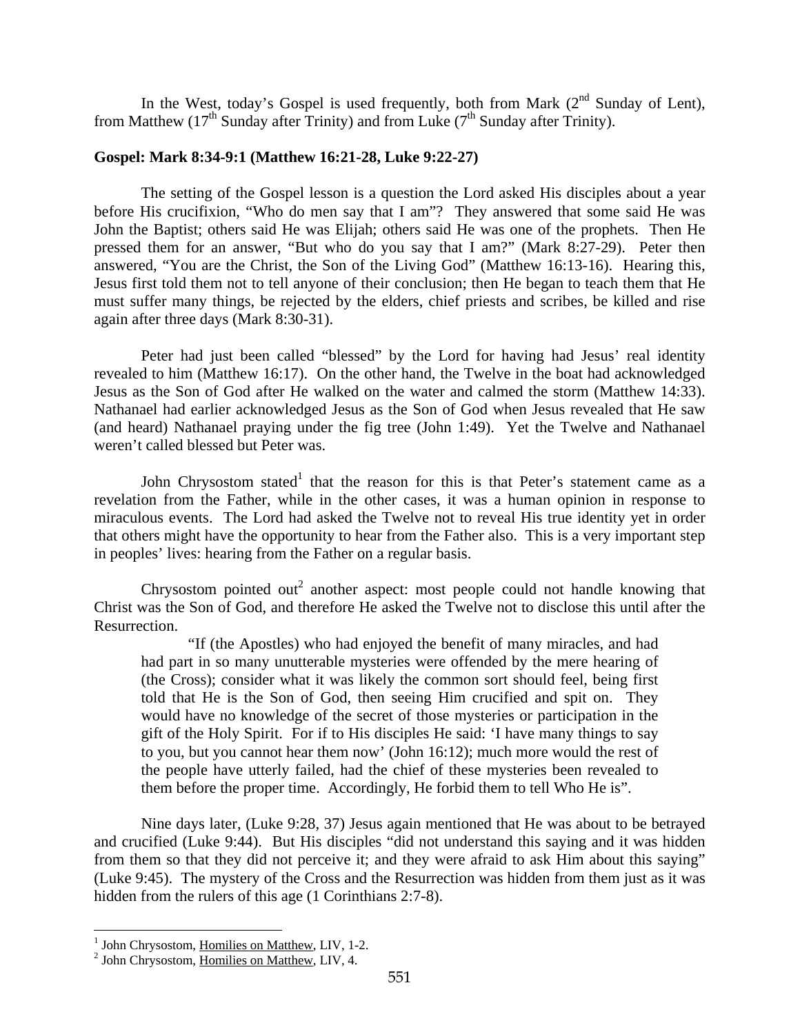In the West, today's Gospel is used frequently, both from Mark (2nd Sunday of Lent), from Matthew (17th Sunday after Trinity) and from Luke (7th Sunday after Trinity).

**Gospel: Mark 8:34-9:1 (Matthew 16:21-28, Luke 9:22-27)**

The setting of the Gospel lesson is a question the Lord asked His disciples about a year before His crucifixion, "Who do men say that I am"? They answered that some said He was John the Baptist; others said He was Elijah; others said He was one of the prophets. Then He pressed them for an answer, "But who do you say that I am?" (Mark 8:27-29). Peter then answered, "You are the Christ, the Son of the Living God" (Matthew 16:13-16). Hearing this, Jesus first told them not to tell anyone of their conclusion; then He began to teach them that He must suffer many things, be rejected by the elders, chief priests and scribes, be killed and rise again after three days (Mark 8:30-31).

Peter had just been called "blessed" by the Lord for having had Jesus' real identity revealed to him (Matthew 16:17). On the other hand, the Twelve in the boat had acknowledged Jesus as the Son of God after He walked on the water and calmed the storm (Matthew 14:33). Nathanael had earlier acknowledged Jesus as the Son of God when Jesus revealed that He saw (and heard) Nathanael praying under the fig tree (John 1:49). Yet the Twelve and Nathanael weren't called blessed but Peter was.

John Chrysostom stated[1] that the reason for this is that Peter's statement came as a revelation from the Father, while in the other cases, it was a human opinion in response to miraculous events. The Lord had asked the Twelve not to reveal His true identity yet in order that others might have the opportunity to hear from the Father also. This is a very important step in peoples' lives: hearing from the Father on a regular basis.

Chrysostom pointed out[2] another aspect: most people could not handle knowing that Christ was the Son of God, and therefore He asked the Twelve not to disclose this until after the Resurrection.

> "If (the Apostles) who had enjoyed the benefit of many miracles, and had had part in so many unutterable mysteries were offended by the mere hearing of (the Cross); consider what it was likely the common sort should feel, being first told that He is the Son of God, then seeing Him crucified and spit on. They would have no knowledge of the secret of those mysteries or participation in the gift of the Holy Spirit. For if to His disciples He said: 'I have many things to say to you, but you cannot hear them now' (John 16:12); much more would the rest of the people have utterly failed, had the chief of these mysteries been revealed to them before the proper time. Accordingly, He forbid them to tell Who He is".

Nine days later, (Luke 9:28, 37) Jesus again mentioned that He was about to be betrayed and crucified (Luke 9:44). But His disciples "did not understand this saying and it was hidden from them so that they did not perceive it; and they were afraid to ask Him about this saying" (Luke 9:45). The mystery of the Cross and the Resurrection was hidden from them just as it was hidden from the rulers of this age (1 Corinthians 2:7-8).

---

[1] John Chrysostom, Homilies on Matthew, LIV, 1-2.

[2] John Chrysostom, Homilies on Matthew, LIV, 4.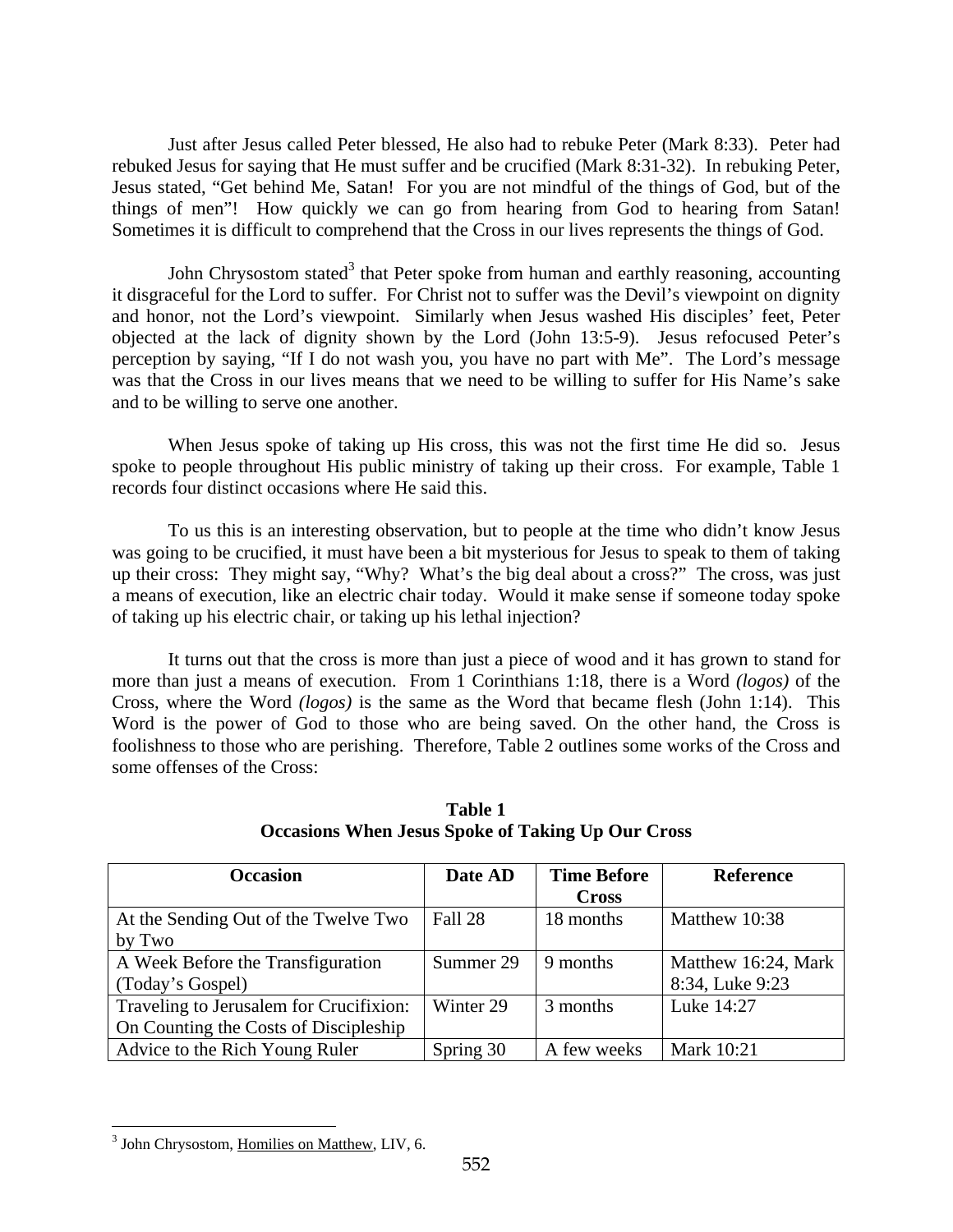Just after Jesus called Peter blessed, He also had to rebuke Peter (Mark 8:33). Peter had rebuked Jesus for saying that He must suffer and be crucified (Mark 8:31-32). In rebuking Peter, Jesus stated, "Get behind Me, Satan! For you are not mindful of the things of God, but of the things of men"! How quickly we can go from hearing from God to hearing from Satan! Sometimes it is difficult to comprehend that the Cross in our lives represents the things of God.

John Chrysostom stated[3] that Peter spoke from human and earthly reasoning, accounting it disgraceful for the Lord to suffer. For Christ not to suffer was the Devil's viewpoint on dignity and honor, not the Lord's viewpoint. Similarly when Jesus washed His disciples' feet, Peter objected at the lack of dignity shown by the Lord (John 13:5-9). Jesus refocused Peter's perception by saying, "If I do not wash you, you have no part with Me". The Lord's message was that the Cross in our lives means that we need to be willing to suffer for His Name's sake and to be willing to serve one another.

When Jesus spoke of taking up His cross, this was not the first time He did so. Jesus spoke to people throughout His public ministry of taking up their cross. For example, Table 1 records four distinct occasions where He said this.

To us this is an interesting observation, but to people at the time who didn't know Jesus was going to be crucified, it must have been a bit mysterious for Jesus to speak to them of taking up their cross: They might say, "Why? What's the big deal about a cross?" The cross, was just a means of execution, like an electric chair today. Would it make sense if someone today spoke of taking up his electric chair, or taking up his lethal injection?

It turns out that the cross is more than just a piece of wood and it has grown to stand for more than just a means of execution. From 1 Corinthians 1:18, there is a Word *(logos)* of the Cross, where the Word *(logos)* is the same as the Word that became flesh (John 1:14). This Word is the power of God to those who are being saved. On the other hand, the Cross is foolishness to those who are perishing. Therefore, Table 2 outlines some works of the Cross and some offenses of the Cross:

**Table 1**
**Occasions When Jesus Spoke of Taking Up Our Cross**

| Occasion | Date AD | Time Before Cross | Reference |
|---|---|---|---|
| At the Sending Out of the Twelve Two by Two | Fall 28 | 18 months | Matthew 10:38 |
| A Week Before the Transfiguration (Today's Gospel) | Summer 29 | 9 months | Matthew 16:24, Mark 8:34, Luke 9:23 |
| Traveling to Jerusalem for Crucifixion: On Counting the Costs of Discipleship | Winter 29 | 3 months | Luke 14:27 |
| Advice to the Rich Young Ruler | Spring 30 | A few weeks | Mark 10:21 |

[3] John Chrysostom, Homilies on Matthew, LIV, 6.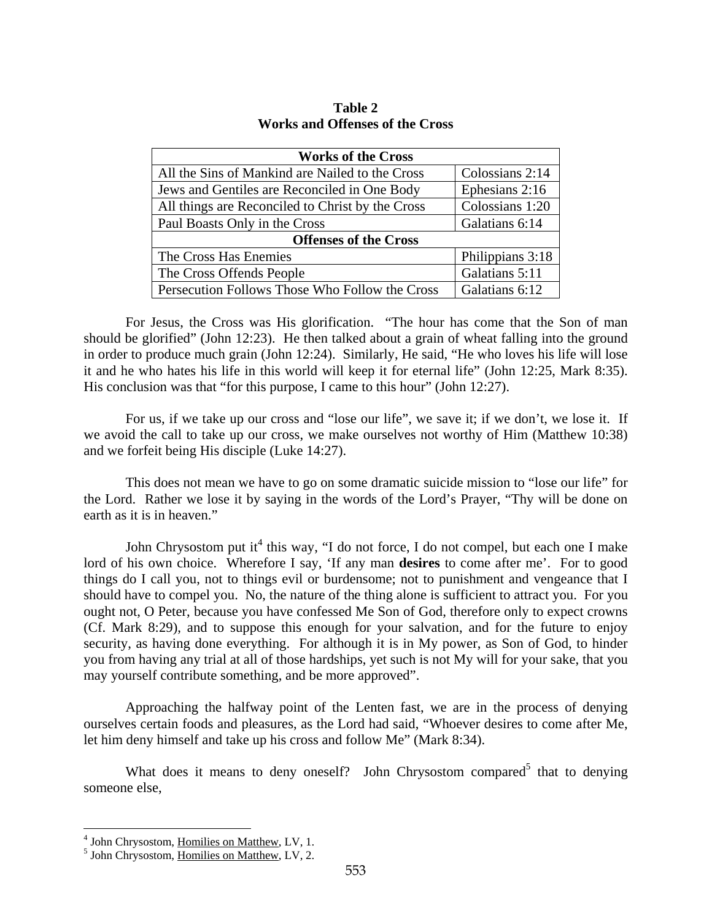**Table 2**
**Works and Offenses of the Cross**

| **Works of the Cross** | |
|---|---|
| All the Sins of Mankind are Nailed to the Cross | Colossians 2:14 |
| Jews and Gentiles are Reconciled in One Body | Ephesians 2:16 |
| All things are Reconciled to Christ by the Cross | Colossians 1:20 |
| Paul Boasts Only in the Cross | Galatians 6:14 |
| **Offenses of the Cross** | |
| The Cross Has Enemies | Philippians 3:18 |
| The Cross Offends People | Galatians 5:11 |
| Persecution Follows Those Who Follow the Cross | Galatians 6:12 |

For Jesus, the Cross was His glorification. "The hour has come that the Son of man should be glorified" (John 12:23). He then talked about a grain of wheat falling into the ground in order to produce much grain (John 12:24). Similarly, He said, "He who loves his life will lose it and he who hates his life in this world will keep it for eternal life" (John 12:25, Mark 8:35). His conclusion was that "for this purpose, I came to this hour" (John 12:27).

For us, if we take up our cross and "lose our life", we save it; if we don't, we lose it. If we avoid the call to take up our cross, we make ourselves not worthy of Him (Matthew 10:38) and we forfeit being His disciple (Luke 14:27).

This does not mean we have to go on some dramatic suicide mission to "lose our life" for the Lord. Rather we lose it by saying in the words of the Lord's Prayer, "Thy will be done on earth as it is in heaven."

John Chrysostom put it[4] this way, "I do not force, I do not compel, but each one I make lord of his own choice. Wherefore I say, 'If any man **desires** to come after me'. For to good things do I call you, not to things evil or burdensome; not to punishment and vengeance that I should have to compel you. No, the nature of the thing alone is sufficient to attract you. For you ought not, O Peter, because you have confessed Me Son of God, therefore only to expect crowns (Cf. Mark 8:29), and to suppose this enough for your salvation, and for the future to enjoy security, as having done everything. For although it is in My power, as Son of God, to hinder you from having any trial at all of those hardships, yet such is not My will for your sake, that you may yourself contribute something, and be more approved".

Approaching the halfway point of the Lenten fast, we are in the process of denying ourselves certain foods and pleasures, as the Lord had said, "Whoever desires to come after Me, let him deny himself and take up his cross and follow Me" (Mark 8:34).

What does it means to deny oneself? John Chrysostom compared[5] that to denying someone else,

---

[4] John Chrysostom, Homilies on Matthew, LV, 1.
[5] John Chrysostom, Homilies on Matthew, LV, 2.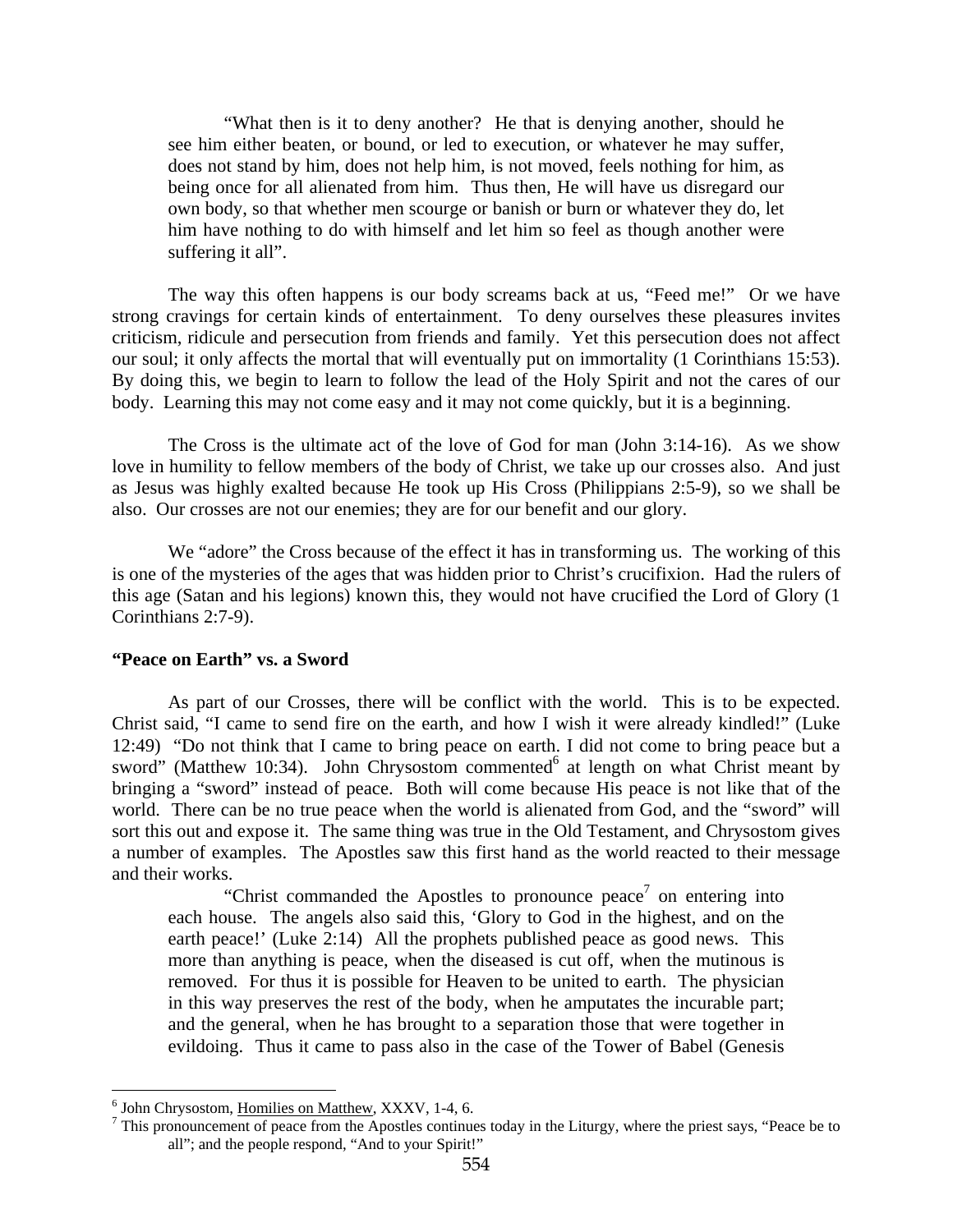> "What then is it to deny another? He that is denying another, should he see him either beaten, or bound, or led to execution, or whatever he may suffer, does not stand by him, does not help him, is not moved, feels nothing for him, as being once for all alienated from him. Thus then, He will have us disregard our own body, so that whether men scourge or banish or burn or whatever they do, let him have nothing to do with himself and let him so feel as though another were suffering it all".

The way this often happens is our body screams back at us, "Feed me!" Or we have strong cravings for certain kinds of entertainment. To deny ourselves these pleasures invites criticism, ridicule and persecution from friends and family. Yet this persecution does not affect our soul; it only affects the mortal that will eventually put on immortality (1 Corinthians 15:53). By doing this, we begin to learn to follow the lead of the Holy Spirit and not the cares of our body. Learning this may not come easy and it may not come quickly, but it is a beginning.

The Cross is the ultimate act of the love of God for man (John 3:14-16). As we show love in humility to fellow members of the body of Christ, we take up our crosses also. And just as Jesus was highly exalted because He took up His Cross (Philippians 2:5-9), so we shall be also. Our crosses are not our enemies; they are for our benefit and our glory.

We "adore" the Cross because of the effect it has in transforming us. The working of this is one of the mysteries of the ages that was hidden prior to Christ's crucifixion. Had the rulers of this age (Satan and his legions) known this, they would not have crucified the Lord of Glory (1 Corinthians 2:7-9).

**"Peace on Earth" vs. a Sword**

As part of our Crosses, there will be conflict with the world. This is to be expected. Christ said, "I came to send fire on the earth, and how I wish it were already kindled!" (Luke 12:49) "Do not think that I came to bring peace on earth. I did not come to bring peace but a sword" (Matthew 10:34). John Chrysostom commented[6] at length on what Christ meant by bringing a "sword" instead of peace. Both will come because His peace is not like that of the world. There can be no true peace when the world is alienated from God, and the "sword" will sort this out and expose it. The same thing was true in the Old Testament, and Chrysostom gives a number of examples. The Apostles saw this first hand as the world reacted to their message and their works.

> "Christ commanded the Apostles to pronounce peace[7] on entering into each house. The angels also said this, 'Glory to God in the highest, and on the earth peace!' (Luke 2:14) All the prophets published peace as good news. This more than anything is peace, when the diseased is cut off, when the mutinous is removed. For thus it is possible for Heaven to be united to earth. The physician in this way preserves the rest of the body, when he amputates the incurable part; and the general, when he has brought to a separation those that were together in evildoing. Thus it came to pass also in the case of the Tower of Babel (Genesis

---

[6] John Chrysostom, Homilies on Matthew, XXXV, 1-4, 6.

[7] This pronouncement of peace from the Apostles continues today in the Liturgy, where the priest says, "Peace be to all"; and the people respond, "And to your Spirit!"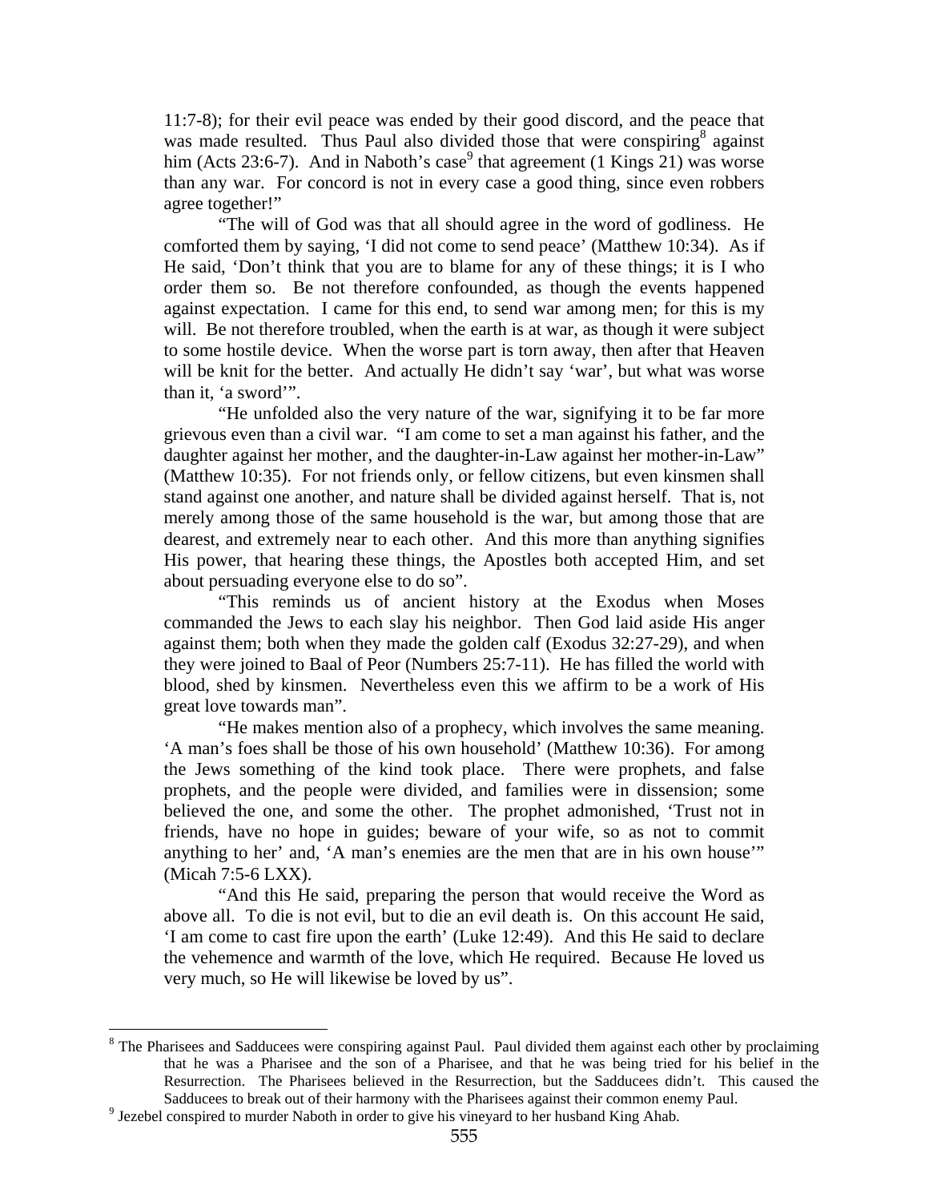11:7-8); for their evil peace was ended by their good discord, and the peace that was made resulted. Thus Paul also divided those that were conspiring[8] against him (Acts 23:6-7). And in Naboth's case[9] that agreement (1 Kings 21) was worse than any war. For concord is not in every case a good thing, since even robbers agree together!"

"The will of God was that all should agree in the word of godliness. He comforted them by saying, 'I did not come to send peace' (Matthew 10:34). As if He said, 'Don't think that you are to blame for any of these things; it is I who order them so. Be not therefore confounded, as though the events happened against expectation. I came for this end, to send war among men; for this is my will. Be not therefore troubled, when the earth is at war, as though it were subject to some hostile device. When the worse part is torn away, then after that Heaven will be knit for the better. And actually He didn't say 'war', but what was worse than it, 'a sword'".

"He unfolded also the very nature of the war, signifying it to be far more grievous even than a civil war. "I am come to set a man against his father, and the daughter against her mother, and the daughter-in-Law against her mother-in-Law" (Matthew 10:35). For not friends only, or fellow citizens, but even kinsmen shall stand against one another, and nature shall be divided against herself. That is, not merely among those of the same household is the war, but among those that are dearest, and extremely near to each other. And this more than anything signifies His power, that hearing these things, the Apostles both accepted Him, and set about persuading everyone else to do so".

"This reminds us of ancient history at the Exodus when Moses commanded the Jews to each slay his neighbor. Then God laid aside His anger against them; both when they made the golden calf (Exodus 32:27-29), and when they were joined to Baal of Peor (Numbers 25:7-11). He has filled the world with blood, shed by kinsmen. Nevertheless even this we affirm to be a work of His great love towards man".

"He makes mention also of a prophecy, which involves the same meaning. 'A man's foes shall be those of his own household' (Matthew 10:36). For among the Jews something of the kind took place. There were prophets, and false prophets, and the people were divided, and families were in dissension; some believed the one, and some the other. The prophet admonished, 'Trust not in friends, have no hope in guides; beware of your wife, so as not to commit anything to her' and, 'A man's enemies are the men that are in his own house'" (Micah 7:5-6 LXX).

"And this He said, preparing the person that would receive the Word as above all. To die is not evil, but to die an evil death is. On this account He said, 'I am come to cast fire upon the earth' (Luke 12:49). And this He said to declare the vehemence and warmth of the love, which He required. Because He loved us very much, so He will likewise be loved by us".

---

[8] The Pharisees and Sadducees were conspiring against Paul. Paul divided them against each other by proclaiming that he was a Pharisee and the son of a Pharisee, and that he was being tried for his belief in the Resurrection. The Pharisees believed in the Resurrection, but the Sadducees didn't. This caused the Sadducees to break out of their harmony with the Pharisees against their common enemy Paul.

[9] Jezebel conspired to murder Naboth in order to give his vineyard to her husband King Ahab.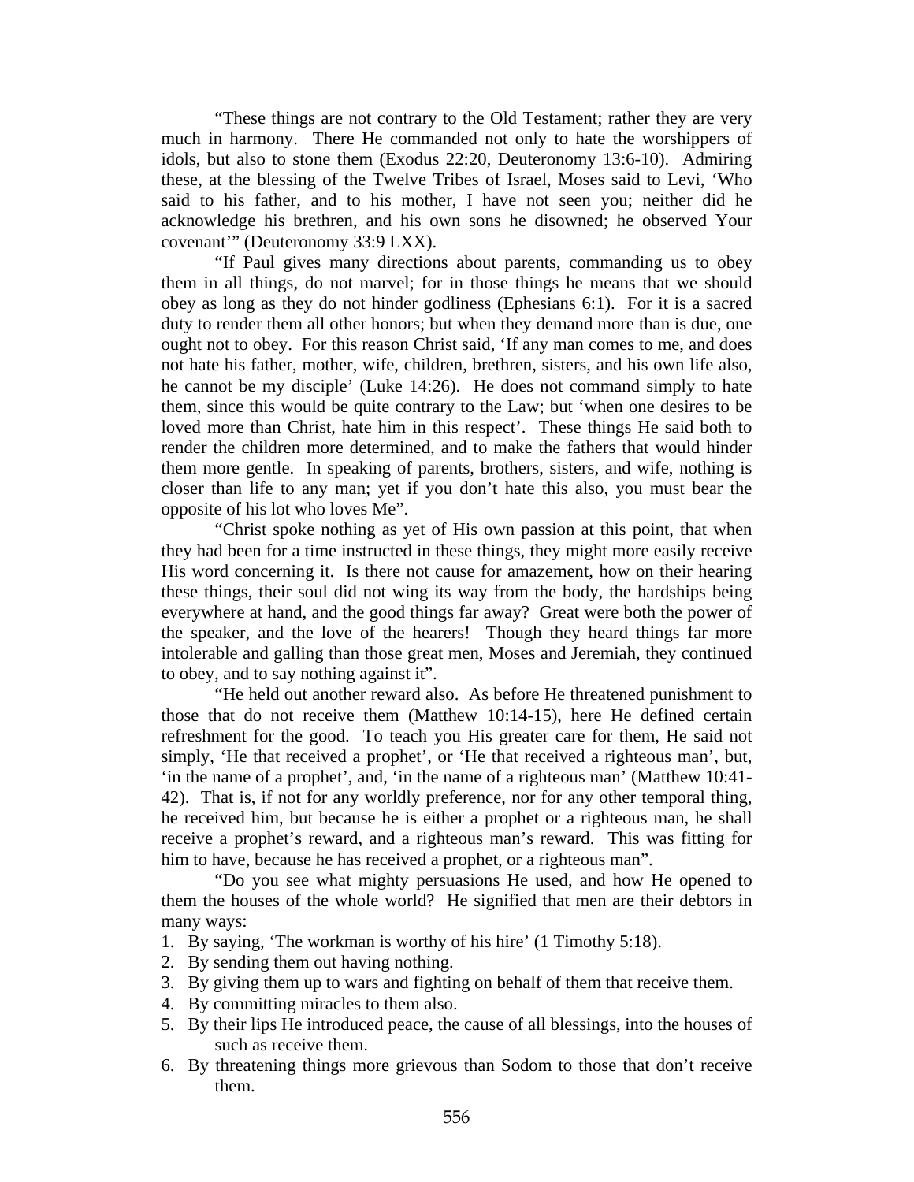"These things are not contrary to the Old Testament; rather they are very much in harmony. There He commanded not only to hate the worshippers of idols, but also to stone them (Exodus 22:20, Deuteronomy 13:6-10). Admiring these, at the blessing of the Twelve Tribes of Israel, Moses said to Levi, 'Who said to his father, and to his mother, I have not seen you; neither did he acknowledge his brethren, and his own sons he disowned; he observed Your covenant'" (Deuteronomy 33:9 LXX).

"If Paul gives many directions about parents, commanding us to obey them in all things, do not marvel; for in those things he means that we should obey as long as they do not hinder godliness (Ephesians 6:1). For it is a sacred duty to render them all other honors; but when they demand more than is due, one ought not to obey. For this reason Christ said, 'If any man comes to me, and does not hate his father, mother, wife, children, brethren, sisters, and his own life also, he cannot be my disciple' (Luke 14:26). He does not command simply to hate them, since this would be quite contrary to the Law; but 'when one desires to be loved more than Christ, hate him in this respect'. These things He said both to render the children more determined, and to make the fathers that would hinder them more gentle. In speaking of parents, brothers, sisters, and wife, nothing is closer than life to any man; yet if you don't hate this also, you must bear the opposite of his lot who loves Me".

"Christ spoke nothing as yet of His own passion at this point, that when they had been for a time instructed in these things, they might more easily receive His word concerning it. Is there not cause for amazement, how on their hearing these things, their soul did not wing its way from the body, the hardships being everywhere at hand, and the good things far away? Great were both the power of the speaker, and the love of the hearers! Though they heard things far more intolerable and galling than those great men, Moses and Jeremiah, they continued to obey, and to say nothing against it".

"He held out another reward also. As before He threatened punishment to those that do not receive them (Matthew 10:14-15), here He defined certain refreshment for the good. To teach you His greater care for them, He said not simply, 'He that received a prophet', or 'He that received a righteous man', but, 'in the name of a prophet', and, 'in the name of a righteous man' (Matthew 10:41-42). That is, if not for any worldly preference, nor for any other temporal thing, he received him, but because he is either a prophet or a righteous man, he shall receive a prophet's reward, and a righteous man's reward. This was fitting for him to have, because he has received a prophet, or a righteous man".

"Do you see what mighty persuasions He used, and how He opened to them the houses of the whole world? He signified that men are their debtors in many ways:

1. By saying, 'The workman is worthy of his hire' (1 Timothy 5:18).
2. By sending them out having nothing.
3. By giving them up to wars and fighting on behalf of them that receive them.
4. By committing miracles to them also.
5. By their lips He introduced peace, the cause of all blessings, into the houses of such as receive them.
6. By threatening things more grievous than Sodom to those that don't receive them.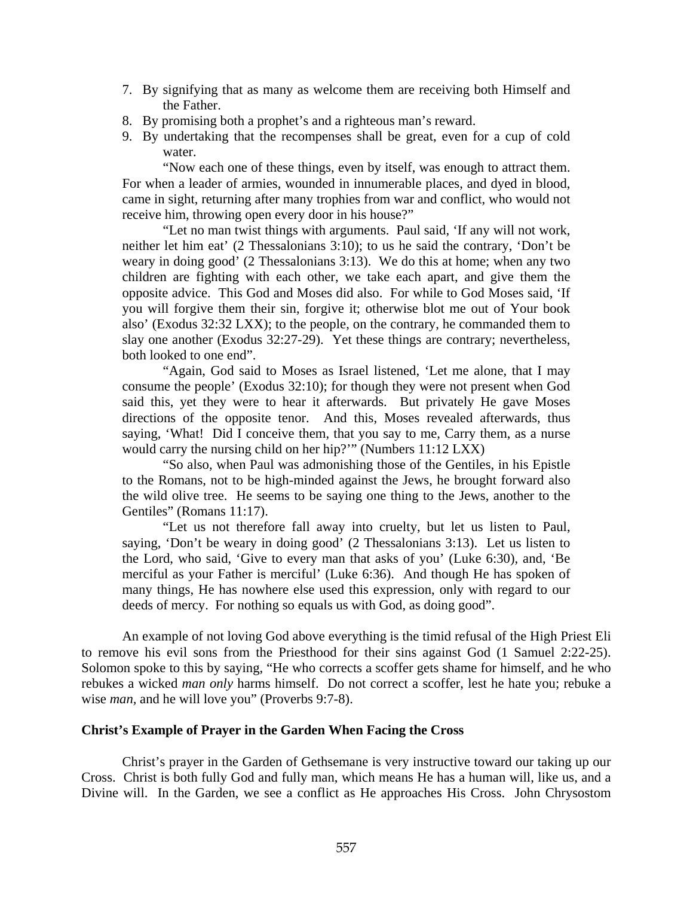7. By signifying that as many as welcome them are receiving both Himself and the Father.
8. By promising both a prophet's and a righteous man's reward.
9. By undertaking that the recompenses shall be great, even for a cup of cold water.

"Now each one of these things, even by itself, was enough to attract them. For when a leader of armies, wounded in innumerable places, and dyed in blood, came in sight, returning after many trophies from war and conflict, who would not receive him, throwing open every door in his house?"

"Let no man twist things with arguments. Paul said, 'If any will not work, neither let him eat' (2 Thessalonians 3:10); to us he said the contrary, 'Don't be weary in doing good' (2 Thessalonians 3:13). We do this at home; when any two children are fighting with each other, we take each apart, and give them the opposite advice. This God and Moses did also. For while to God Moses said, 'If you will forgive them their sin, forgive it; otherwise blot me out of Your book also' (Exodus 32:32 LXX); to the people, on the contrary, he commanded them to slay one another (Exodus 32:27-29). Yet these things are contrary; nevertheless, both looked to one end".

"Again, God said to Moses as Israel listened, 'Let me alone, that I may consume the people' (Exodus 32:10); for though they were not present when God said this, yet they were to hear it afterwards. But privately He gave Moses directions of the opposite tenor. And this, Moses revealed afterwards, thus saying, 'What! Did I conceive them, that you say to me, Carry them, as a nurse would carry the nursing child on her hip?'" (Numbers 11:12 LXX)

"So also, when Paul was admonishing those of the Gentiles, in his Epistle to the Romans, not to be high-minded against the Jews, he brought forward also the wild olive tree. He seems to be saying one thing to the Jews, another to the Gentiles" (Romans 11:17).

"Let us not therefore fall away into cruelty, but let us listen to Paul, saying, 'Don't be weary in doing good' (2 Thessalonians 3:13). Let us listen to the Lord, who said, 'Give to every man that asks of you' (Luke 6:30), and, 'Be merciful as your Father is merciful' (Luke 6:36). And though He has spoken of many things, He has nowhere else used this expression, only with regard to our deeds of mercy. For nothing so equals us with God, as doing good".

An example of not loving God above everything is the timid refusal of the High Priest Eli to remove his evil sons from the Priesthood for their sins against God (1 Samuel 2:22-25). Solomon spoke to this by saying, "He who corrects a scoffer gets shame for himself, and he who rebukes a wicked *man only* harms himself. Do not correct a scoffer, lest he hate you; rebuke a wise *man*, and he will love you" (Proverbs 9:7-8).

**Christ's Example of Prayer in the Garden When Facing the Cross**

Christ's prayer in the Garden of Gethsemane is very instructive toward our taking up our Cross. Christ is both fully God and fully man, which means He has a human will, like us, and a Divine will. In the Garden, we see a conflict as He approaches His Cross. John Chrysostom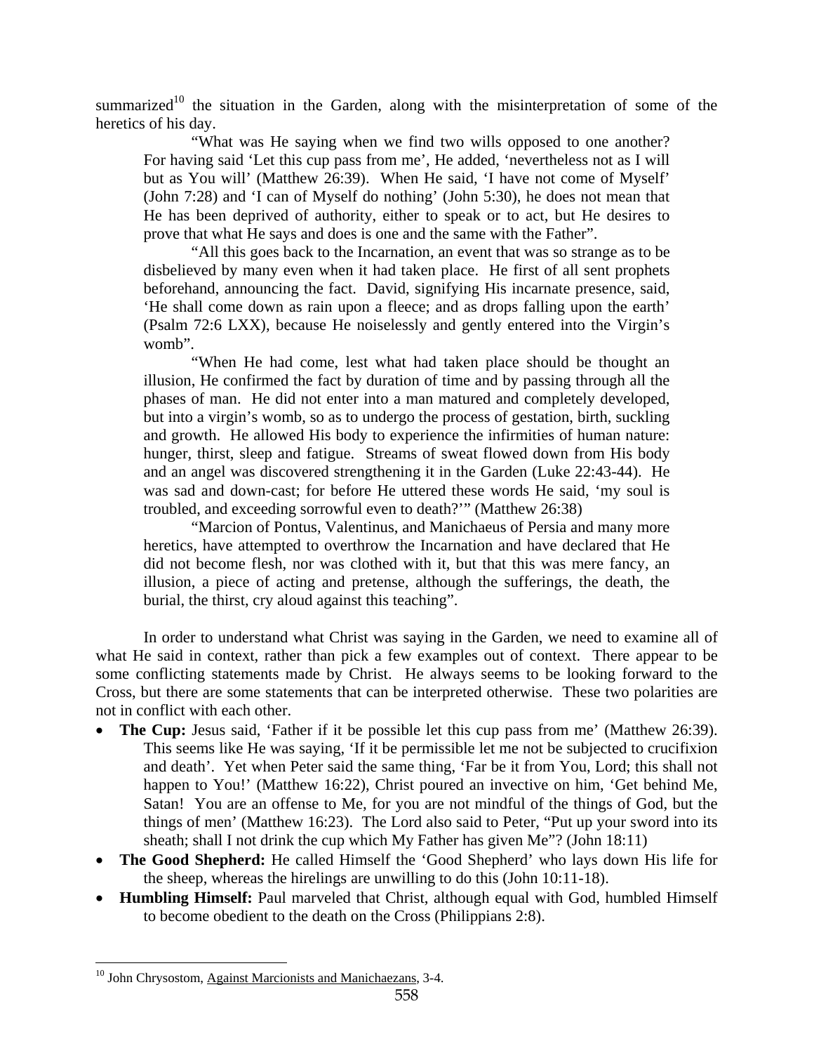summarized[10] the situation in the Garden, along with the misinterpretation of some of the heretics of his day.

> "What was He saying when we find two wills opposed to one another? For having said 'Let this cup pass from me', He added, 'nevertheless not as I will but as You will' (Matthew 26:39). When He said, 'I have not come of Myself' (John 7:28) and 'I can of Myself do nothing' (John 5:30), he does not mean that He has been deprived of authority, either to speak or to act, but He desires to prove that what He says and does is one and the same with the Father".
>
> "All this goes back to the Incarnation, an event that was so strange as to be disbelieved by many even when it had taken place. He first of all sent prophets beforehand, announcing the fact. David, signifying His incarnate presence, said, 'He shall come down as rain upon a fleece; and as drops falling upon the earth' (Psalm 72:6 LXX), because He noiselessly and gently entered into the Virgin's womb".
>
> "When He had come, lest what had taken place should be thought an illusion, He confirmed the fact by duration of time and by passing through all the phases of man. He did not enter into a man matured and completely developed, but into a virgin's womb, so as to undergo the process of gestation, birth, suckling and growth. He allowed His body to experience the infirmities of human nature: hunger, thirst, sleep and fatigue. Streams of sweat flowed down from His body and an angel was discovered strengthening it in the Garden (Luke 22:43-44). He was sad and down-cast; for before He uttered these words He said, 'my soul is troubled, and exceeding sorrowful even to death?'" (Matthew 26:38)
>
> "Marcion of Pontus, Valentinus, and Manichaeus of Persia and many more heretics, have attempted to overthrow the Incarnation and have declared that He did not become flesh, nor was clothed with it, but that this was mere fancy, an illusion, a piece of acting and pretense, although the sufferings, the death, the burial, the thirst, cry aloud against this teaching".

In order to understand what Christ was saying in the Garden, we need to examine all of what He said in context, rather than pick a few examples out of context. There appear to be some conflicting statements made by Christ. He always seems to be looking forward to the Cross, but there are some statements that can be interpreted otherwise. These two polarities are not in conflict with each other.

- **The Cup:** Jesus said, 'Father if it be possible let this cup pass from me' (Matthew 26:39). This seems like He was saying, 'If it be permissible let me not be subjected to crucifixion and death'. Yet when Peter said the same thing, 'Far be it from You, Lord; this shall not happen to You!' (Matthew 16:22), Christ poured an invective on him, 'Get behind Me, Satan! You are an offense to Me, for you are not mindful of the things of God, but the things of men' (Matthew 16:23). The Lord also said to Peter, "Put up your sword into its sheath; shall I not drink the cup which My Father has given Me"? (John 18:11)
- **The Good Shepherd:** He called Himself the 'Good Shepherd' who lays down His life for the sheep, whereas the hirelings are unwilling to do this (John 10:11-18).
- **Humbling Himself:** Paul marveled that Christ, although equal with God, humbled Himself to become obedient to the death on the Cross (Philippians 2:8).

---

[10] John Chrysostom, Against Marcionists and Manichaezans, 3-4.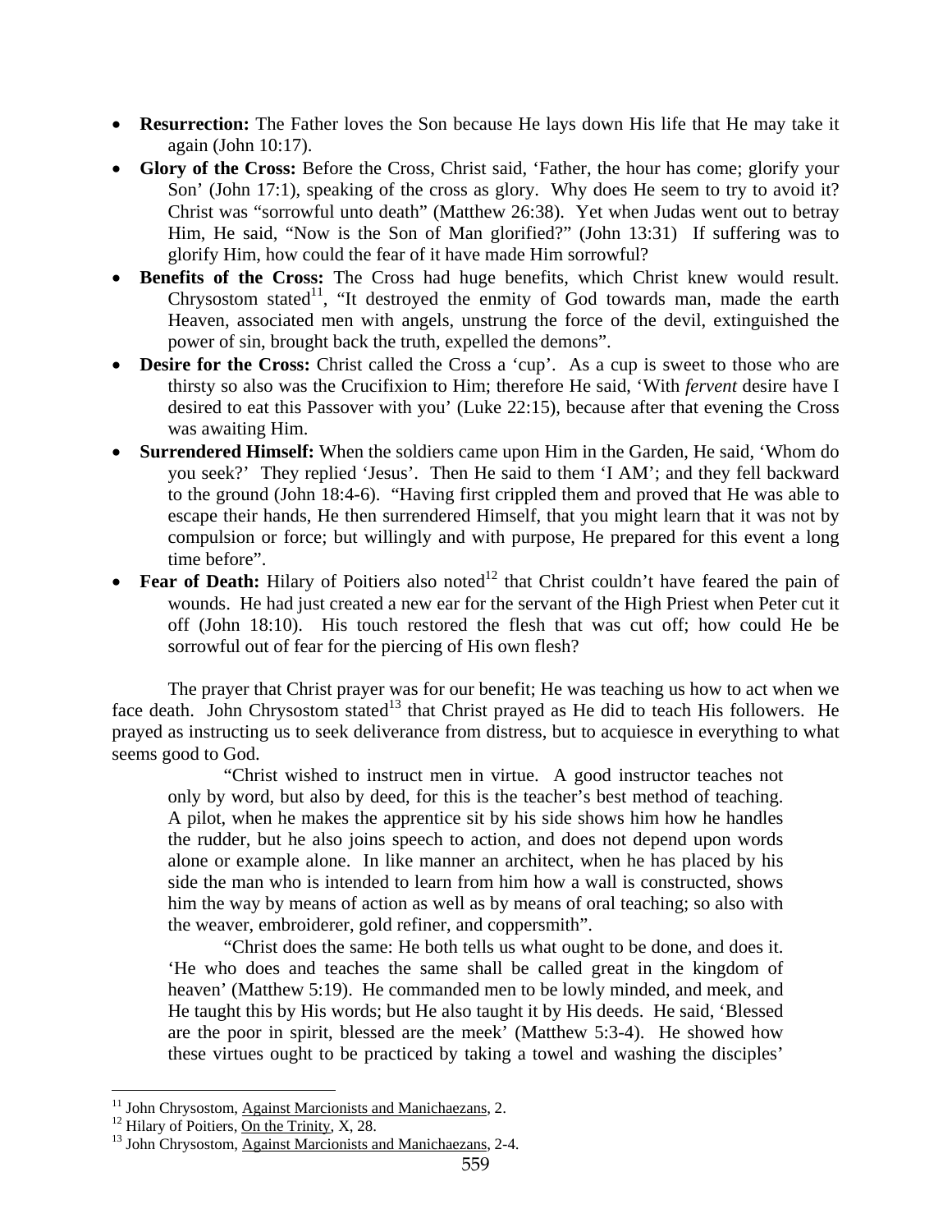- **Resurrection:** The Father loves the Son because He lays down His life that He may take it again (John 10:17).
- **Glory of the Cross:** Before the Cross, Christ said, 'Father, the hour has come; glorify your Son' (John 17:1), speaking of the cross as glory. Why does He seem to try to avoid it? Christ was "sorrowful unto death" (Matthew 26:38). Yet when Judas went out to betray Him, He said, "Now is the Son of Man glorified?" (John 13:31) If suffering was to glorify Him, how could the fear of it have made Him sorrowful?
- **Benefits of the Cross:** The Cross had huge benefits, which Christ knew would result. Chrysostom stated[11], "It destroyed the enmity of God towards man, made the earth Heaven, associated men with angels, unstrung the force of the devil, extinguished the power of sin, brought back the truth, expelled the demons".
- **Desire for the Cross:** Christ called the Cross a 'cup'. As a cup is sweet to those who are thirsty so also was the Crucifixion to Him; therefore He said, 'With *fervent* desire have I desired to eat this Passover with you' (Luke 22:15), because after that evening the Cross was awaiting Him.
- **Surrendered Himself:** When the soldiers came upon Him in the Garden, He said, 'Whom do you seek?' They replied 'Jesus'. Then He said to them 'I AM'; and they fell backward to the ground (John 18:4-6). "Having first crippled them and proved that He was able to escape their hands, He then surrendered Himself, that you might learn that it was not by compulsion or force; but willingly and with purpose, He prepared for this event a long time before".
- **Fear of Death:** Hilary of Poitiers also noted[12] that Christ couldn't have feared the pain of wounds. He had just created a new ear for the servant of the High Priest when Peter cut it off (John 18:10). His touch restored the flesh that was cut off; how could He be sorrowful out of fear for the piercing of His own flesh?

The prayer that Christ prayer was for our benefit; He was teaching us how to act when we face death. John Chrysostom stated[13] that Christ prayed as He did to teach His followers. He prayed as instructing us to seek deliverance from distress, but to acquiesce in everything to what seems good to God.

> "Christ wished to instruct men in virtue. A good instructor teaches not only by word, but also by deed, for this is the teacher's best method of teaching. A pilot, when he makes the apprentice sit by his side shows him how he handles the rudder, but he also joins speech to action, and does not depend upon words alone or example alone. In like manner an architect, when he has placed by his side the man who is intended to learn from him how a wall is constructed, shows him the way by means of action as well as by means of oral teaching; so also with the weaver, embroiderer, gold refiner, and coppersmith".
>
> "Christ does the same: He both tells us what ought to be done, and does it. 'He who does and teaches the same shall be called great in the kingdom of heaven' (Matthew 5:19). He commanded men to be lowly minded, and meek, and He taught this by His words; but He also taught it by His deeds. He said, 'Blessed are the poor in spirit, blessed are the meek' (Matthew 5:3-4). He showed how these virtues ought to be practiced by taking a towel and washing the disciples'

---

[11] John Chrysostom, Against Marcionists and Manichaezans, 2.
[12] Hilary of Poitiers, On the Trinity, X, 28.
[13] John Chrysostom, Against Marcionists and Manichaezans, 2-4.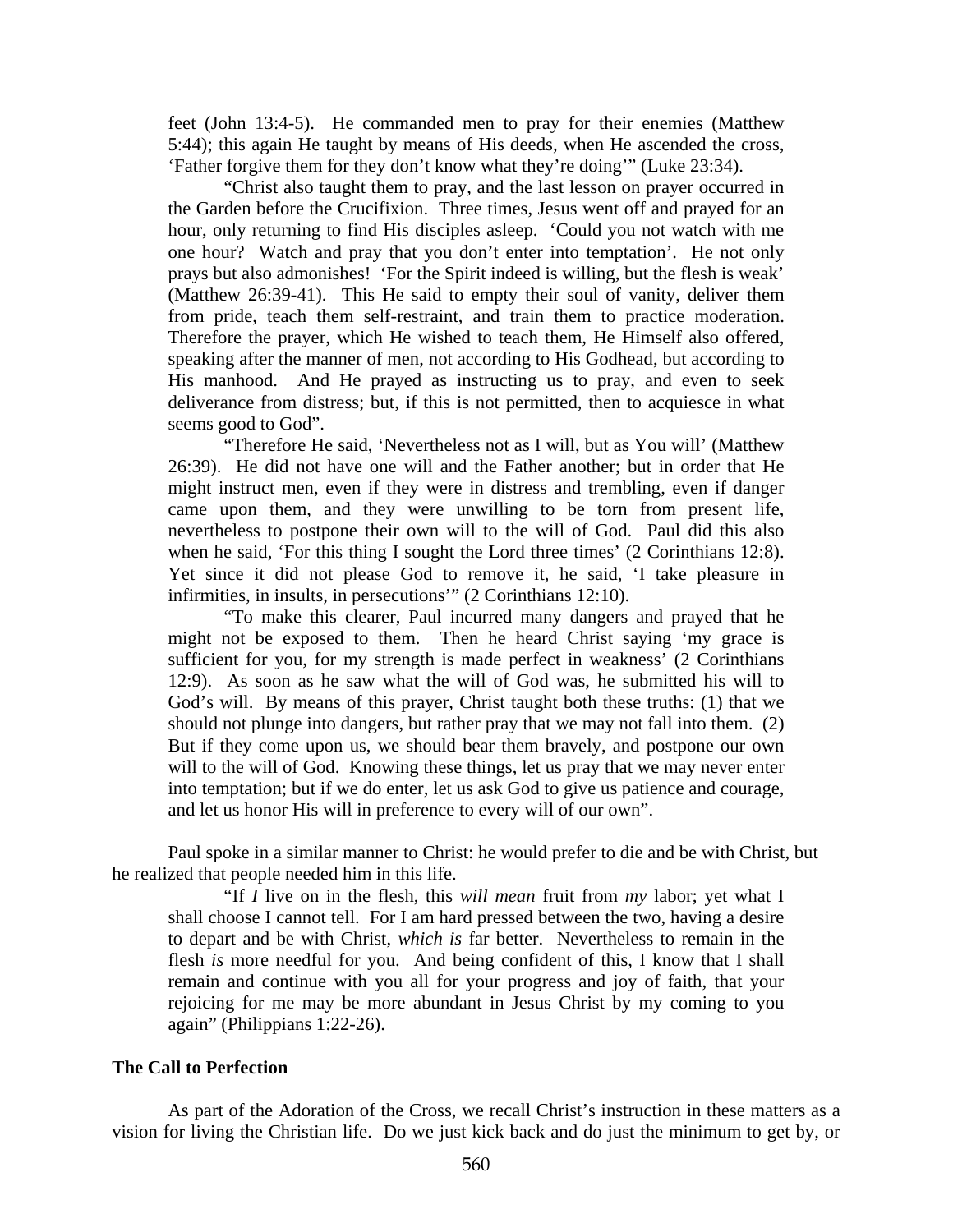feet (John 13:4-5). He commanded men to pray for their enemies (Matthew 5:44); this again He taught by means of His deeds, when He ascended the cross, 'Father forgive them for they don't know what they're doing'" (Luke 23:34).

"Christ also taught them to pray, and the last lesson on prayer occurred in the Garden before the Crucifixion. Three times, Jesus went off and prayed for an hour, only returning to find His disciples asleep. 'Could you not watch with me one hour? Watch and pray that you don't enter into temptation'. He not only prays but also admonishes! 'For the Spirit indeed is willing, but the flesh is weak' (Matthew 26:39-41). This He said to empty their soul of vanity, deliver them from pride, teach them self-restraint, and train them to practice moderation. Therefore the prayer, which He wished to teach them, He Himself also offered, speaking after the manner of men, not according to His Godhead, but according to His manhood. And He prayed as instructing us to pray, and even to seek deliverance from distress; but, if this is not permitted, then to acquiesce in what seems good to God".

"Therefore He said, 'Nevertheless not as I will, but as You will' (Matthew 26:39). He did not have one will and the Father another; but in order that He might instruct men, even if they were in distress and trembling, even if danger came upon them, and they were unwilling to be torn from present life, nevertheless to postpone their own will to the will of God. Paul did this also when he said, 'For this thing I sought the Lord three times' (2 Corinthians 12:8). Yet since it did not please God to remove it, he said, 'I take pleasure in infirmities, in insults, in persecutions'" (2 Corinthians 12:10).

"To make this clearer, Paul incurred many dangers and prayed that he might not be exposed to them. Then he heard Christ saying 'my grace is sufficient for you, for my strength is made perfect in weakness' (2 Corinthians 12:9). As soon as he saw what the will of God was, he submitted his will to God's will. By means of this prayer, Christ taught both these truths: (1) that we should not plunge into dangers, but rather pray that we may not fall into them. (2) But if they come upon us, we should bear them bravely, and postpone our own will to the will of God. Knowing these things, let us pray that we may never enter into temptation; but if we do enter, let us ask God to give us patience and courage, and let us honor His will in preference to every will of our own".

Paul spoke in a similar manner to Christ: he would prefer to die and be with Christ, but he realized that people needed him in this life.

"If *I* live on in the flesh, this *will mean* fruit from *my* labor; yet what I shall choose I cannot tell. For I am hard pressed between the two, having a desire to depart and be with Christ, *which is* far better. Nevertheless to remain in the flesh *is* more needful for you. And being confident of this, I know that I shall remain and continue with you all for your progress and joy of faith, that your rejoicing for me may be more abundant in Jesus Christ by my coming to you again" (Philippians 1:22-26).

### The Call to Perfection

As part of the Adoration of the Cross, we recall Christ's instruction in these matters as a vision for living the Christian life. Do we just kick back and do just the minimum to get by, or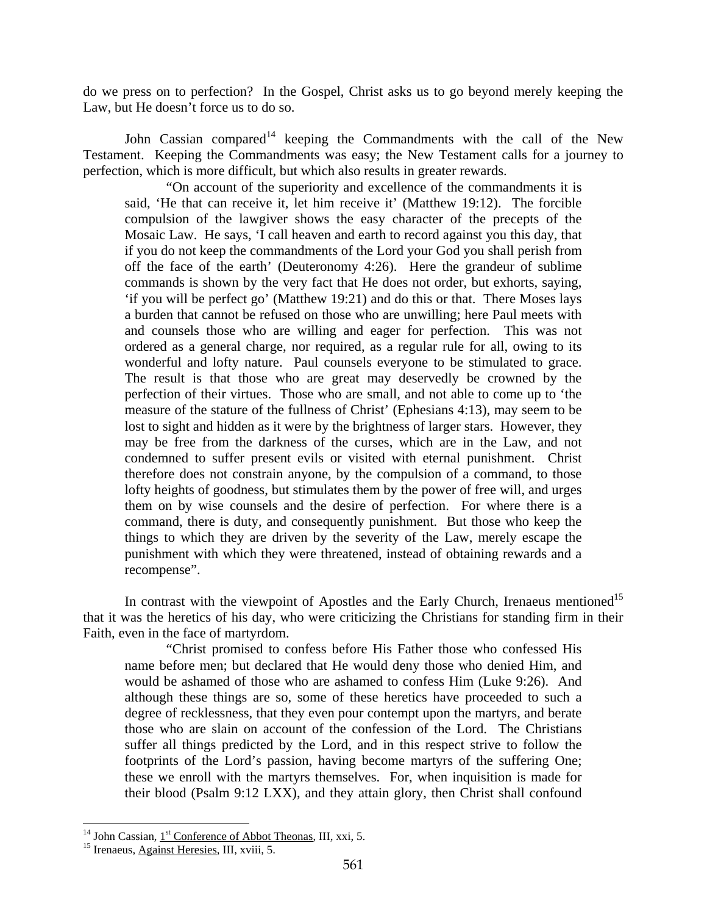do we press on to perfection? In the Gospel, Christ asks us to go beyond merely keeping the Law, but He doesn't force us to do so.

John Cassian compared[14] keeping the Commandments with the call of the New Testament. Keeping the Commandments was easy; the New Testament calls for a journey to perfection, which is more difficult, but which also results in greater rewards.

> "On account of the superiority and excellence of the commandments it is said, 'He that can receive it, let him receive it' (Matthew 19:12). The forcible compulsion of the lawgiver shows the easy character of the precepts of the Mosaic Law. He says, 'I call heaven and earth to record against you this day, that if you do not keep the commandments of the Lord your God you shall perish from off the face of the earth' (Deuteronomy 4:26). Here the grandeur of sublime commands is shown by the very fact that He does not order, but exhorts, saying, 'if you will be perfect go' (Matthew 19:21) and do this or that. There Moses lays a burden that cannot be refused on those who are unwilling; here Paul meets with and counsels those who are willing and eager for perfection. This was not ordered as a general charge, nor required, as a regular rule for all, owing to its wonderful and lofty nature. Paul counsels everyone to be stimulated to grace. The result is that those who are great may deservedly be crowned by the perfection of their virtues. Those who are small, and not able to come up to 'the measure of the stature of the fullness of Christ' (Ephesians 4:13), may seem to be lost to sight and hidden as it were by the brightness of larger stars. However, they may be free from the darkness of the curses, which are in the Law, and not condemned to suffer present evils or visited with eternal punishment. Christ therefore does not constrain anyone, by the compulsion of a command, to those lofty heights of goodness, but stimulates them by the power of free will, and urges them on by wise counsels and the desire of perfection. For where there is a command, there is duty, and consequently punishment. But those who keep the things to which they are driven by the severity of the Law, merely escape the punishment with which they were threatened, instead of obtaining rewards and a recompense".

In contrast with the viewpoint of Apostles and the Early Church, Irenaeus mentioned[15] that it was the heretics of his day, who were criticizing the Christians for standing firm in their Faith, even in the face of martyrdom.

> "Christ promised to confess before His Father those who confessed His name before men; but declared that He would deny those who denied Him, and would be ashamed of those who are ashamed to confess Him (Luke 9:26). And although these things are so, some of these heretics have proceeded to such a degree of recklessness, that they even pour contempt upon the martyrs, and berate those who are slain on account of the confession of the Lord. The Christians suffer all things predicted by the Lord, and in this respect strive to follow the footprints of the Lord's passion, having become martyrs of the suffering One; these we enroll with the martyrs themselves. For, when inquisition is made for their blood (Psalm 9:12 LXX), and they attain glory, then Christ shall confound

---

[14] John Cassian, 1st Conference of Abbot Theonas, III, xxi, 5.

[15] Irenaeus, Against Heresies, III, xviii, 5.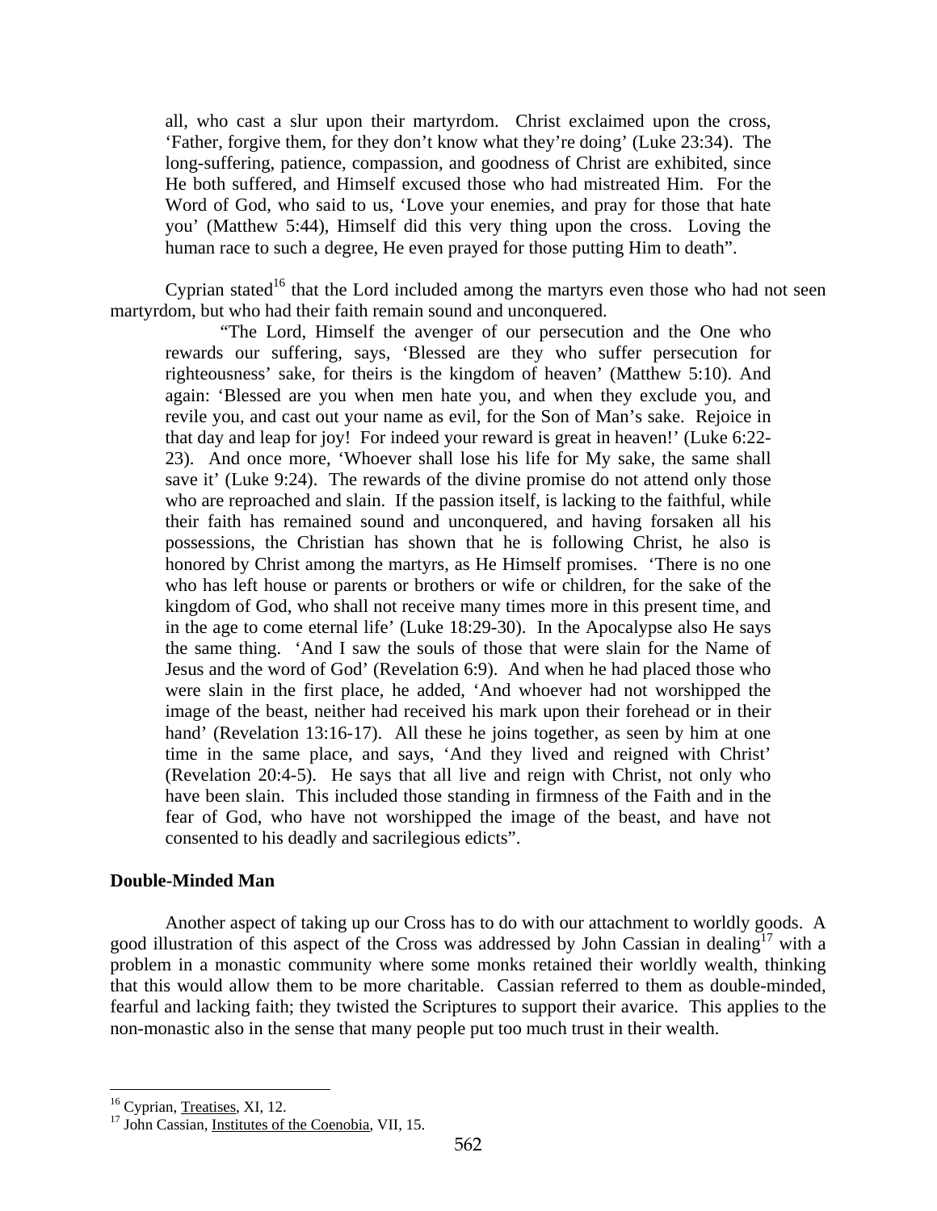all, who cast a slur upon their martyrdom. Christ exclaimed upon the cross, 'Father, forgive them, for they don't know what they're doing' (Luke 23:34). The long-suffering, patience, compassion, and goodness of Christ are exhibited, since He both suffered, and Himself excused those who had mistreated Him. For the Word of God, who said to us, 'Love your enemies, and pray for those that hate you' (Matthew 5:44), Himself did this very thing upon the cross. Loving the human race to such a degree, He even prayed for those putting Him to death".

Cyprian stated[16] that the Lord included among the martyrs even those who had not seen martyrdom, but who had their faith remain sound and unconquered.

> "The Lord, Himself the avenger of our persecution and the One who rewards our suffering, says, 'Blessed are they who suffer persecution for righteousness' sake, for theirs is the kingdom of heaven' (Matthew 5:10). And again: 'Blessed are you when men hate you, and when they exclude you, and revile you, and cast out your name as evil, for the Son of Man's sake. Rejoice in that day and leap for joy! For indeed your reward is great in heaven!' (Luke 6:22-23). And once more, 'Whoever shall lose his life for My sake, the same shall save it' (Luke 9:24). The rewards of the divine promise do not attend only those who are reproached and slain. If the passion itself, is lacking to the faithful, while their faith has remained sound and unconquered, and having forsaken all his possessions, the Christian has shown that he is following Christ, he also is honored by Christ among the martyrs, as He Himself promises. 'There is no one who has left house or parents or brothers or wife or children, for the sake of the kingdom of God, who shall not receive many times more in this present time, and in the age to come eternal life' (Luke 18:29-30). In the Apocalypse also He says the same thing. 'And I saw the souls of those that were slain for the Name of Jesus and the word of God' (Revelation 6:9). And when he had placed those who were slain in the first place, he added, 'And whoever had not worshipped the image of the beast, neither had received his mark upon their forehead or in their hand' (Revelation 13:16-17). All these he joins together, as seen by him at one time in the same place, and says, 'And they lived and reigned with Christ' (Revelation 20:4-5). He says that all live and reign with Christ, not only who have been slain. This included those standing in firmness of the Faith and in the fear of God, who have not worshipped the image of the beast, and have not consented to his deadly and sacrilegious edicts".

**Double-Minded Man**

Another aspect of taking up our Cross has to do with our attachment to worldly goods. A good illustration of this aspect of the Cross was addressed by John Cassian in dealing[17] with a problem in a monastic community where some monks retained their worldly wealth, thinking that this would allow them to be more charitable. Cassian referred to them as double-minded, fearful and lacking faith; they twisted the Scriptures to support their avarice. This applies to the non-monastic also in the sense that many people put too much trust in their wealth.

---

[16] Cyprian, Treatises, XI, 12.

[17] John Cassian, Institutes of the Coenobia, VII, 15.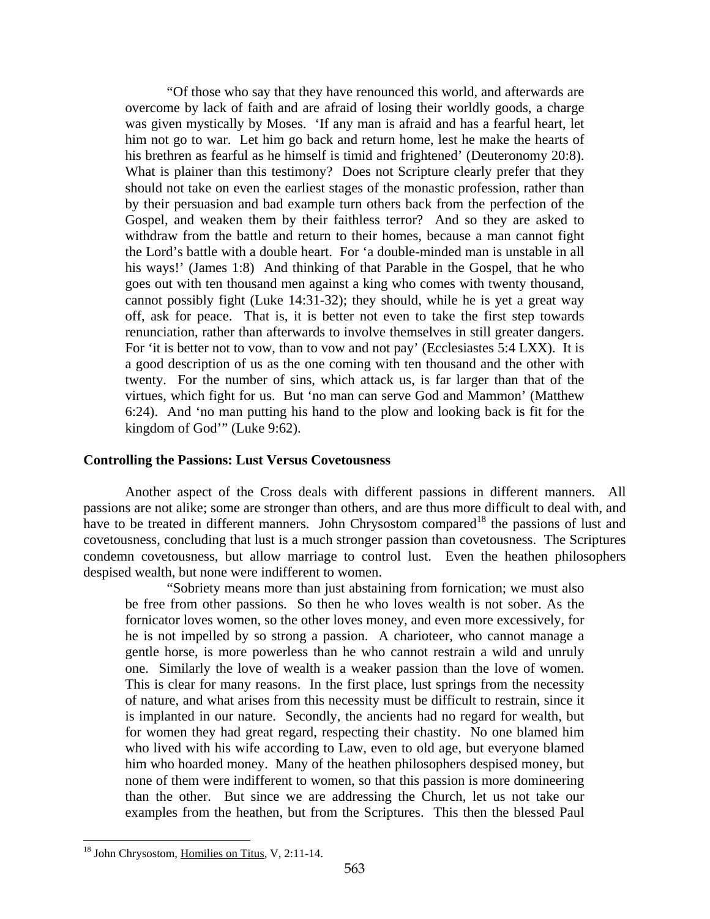> "Of those who say that they have renounced this world, and afterwards are overcome by lack of faith and are afraid of losing their worldly goods, a charge was given mystically by Moses. 'If any man is afraid and has a fearful heart, let him not go to war. Let him go back and return home, lest he make the hearts of his brethren as fearful as he himself is timid and frightened' (Deuteronomy 20:8). What is plainer than this testimony? Does not Scripture clearly prefer that they should not take on even the earliest stages of the monastic profession, rather than by their persuasion and bad example turn others back from the perfection of the Gospel, and weaken them by their faithless terror? And so they are asked to withdraw from the battle and return to their homes, because a man cannot fight the Lord's battle with a double heart. For 'a double-minded man is unstable in all his ways!' (James 1:8) And thinking of that Parable in the Gospel, that he who goes out with ten thousand men against a king who comes with twenty thousand, cannot possibly fight (Luke 14:31-32); they should, while he is yet a great way off, ask for peace. That is, it is better not even to take the first step towards renunciation, rather than afterwards to involve themselves in still greater dangers. For 'it is better not to vow, than to vow and not pay' (Ecclesiastes 5:4 LXX). It is a good description of us as the one coming with ten thousand and the other with twenty. For the number of sins, which attack us, is far larger than that of the virtues, which fight for us. But 'no man can serve God and Mammon' (Matthew 6:24). And 'no man putting his hand to the plow and looking back is fit for the kingdom of God'" (Luke 9:62).

**Controlling the Passions: Lust Versus Covetousness**

Another aspect of the Cross deals with different passions in different manners. All passions are not alike; some are stronger than others, and are thus more difficult to deal with, and have to be treated in different manners. John Chrysostom compared[18] the passions of lust and covetousness, concluding that lust is a much stronger passion than covetousness. The Scriptures condemn covetousness, but allow marriage to control lust. Even the heathen philosophers despised wealth, but none were indifferent to women.

> "Sobriety means more than just abstaining from fornication; we must also be free from other passions. So then he who loves wealth is not sober. As the fornicator loves women, so the other loves money, and even more excessively, for he is not impelled by so strong a passion. A charioteer, who cannot manage a gentle horse, is more powerless than he who cannot restrain a wild and unruly one. Similarly the love of wealth is a weaker passion than the love of women. This is clear for many reasons. In the first place, lust springs from the necessity of nature, and what arises from this necessity must be difficult to restrain, since it is implanted in our nature. Secondly, the ancients had no regard for wealth, but for women they had great regard, respecting their chastity. No one blamed him who lived with his wife according to Law, even to old age, but everyone blamed him who hoarded money. Many of the heathen philosophers despised money, but none of them were indifferent to women, so that this passion is more domineering than the other. But since we are addressing the Church, let us not take our examples from the heathen, but from the Scriptures. This then the blessed Paul

[18] John Chrysostom, Homilies on Titus, V, 2:11-14.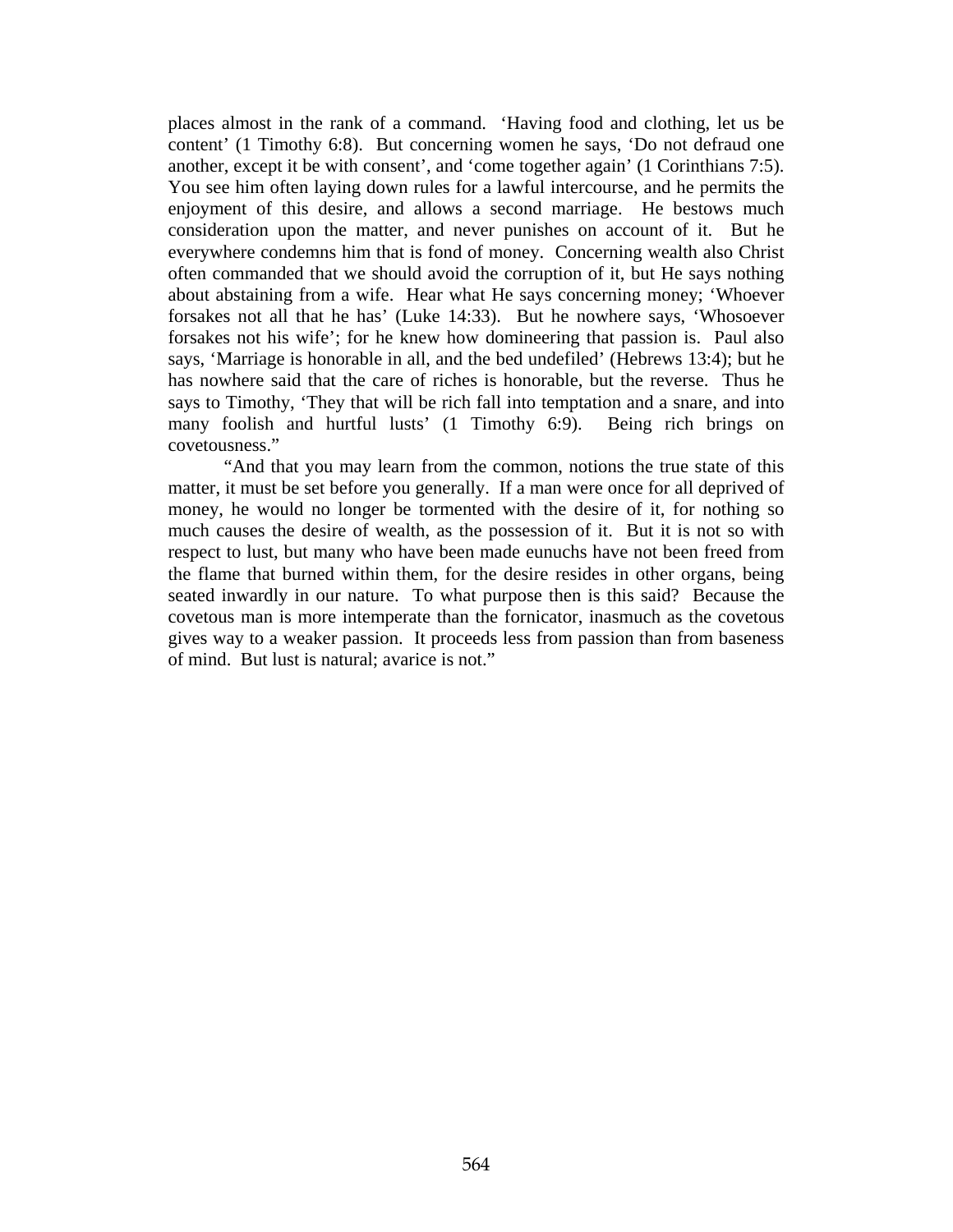places almost in the rank of a command. ‘Having food and clothing, let us be content’ (1 Timothy 6:8). But concerning women he says, ‘Do not defraud one another, except it be with consent’, and ‘come together again’ (1 Corinthians 7:5). You see him often laying down rules for a lawful intercourse, and he permits the enjoyment of this desire, and allows a second marriage. He bestows much consideration upon the matter, and never punishes on account of it. But he everywhere condemns him that is fond of money. Concerning wealth also Christ often commanded that we should avoid the corruption of it, but He says nothing about abstaining from a wife. Hear what He says concerning money; ‘Whoever forsakes not all that he has’ (Luke 14:33). But he nowhere says, ‘Whosoever forsakes not his wife’; for he knew how domineering that passion is. Paul also says, ‘Marriage is honorable in all, and the bed undefiled’ (Hebrews 13:4); but he has nowhere said that the care of riches is honorable, but the reverse. Thus he says to Timothy, ‘They that will be rich fall into temptation and a snare, and into many foolish and hurtful lusts’ (1 Timothy 6:9). Being rich brings on covetousness.”

“And that you may learn from the common, notions the true state of this matter, it must be set before you generally. If a man were once for all deprived of money, he would no longer be tormented with the desire of it, for nothing so much causes the desire of wealth, as the possession of it. But it is not so with respect to lust, but many who have been made eunuchs have not been freed from the flame that burned within them, for the desire resides in other organs, being seated inwardly in our nature. To what purpose then is this said? Because the covetous man is more intemperate than the fornicator, inasmuch as the covetous gives way to a weaker passion. It proceeds less from passion than from baseness of mind. But lust is natural; avarice is not.”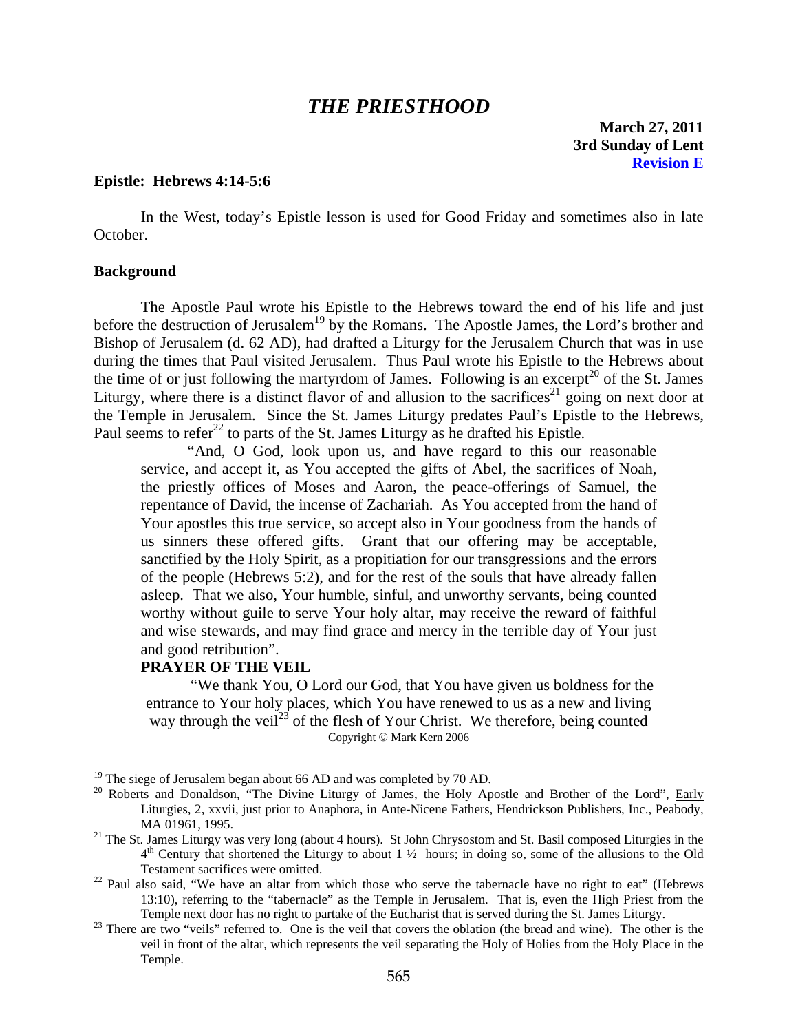# *THE PRIESTHOOD*

**March 27, 2011**
**3rd Sunday of Lent**
**Revision E**

**Epistle: Hebrews 4:14-5:6**

In the West, today's Epistle lesson is used for Good Friday and sometimes also in late October.

**Background**

The Apostle Paul wrote his Epistle to the Hebrews toward the end of his life and just before the destruction of Jerusalem[19] by the Romans. The Apostle James, the Lord's brother and Bishop of Jerusalem (d. 62 AD), had drafted a Liturgy for the Jerusalem Church that was in use during the times that Paul visited Jerusalem. Thus Paul wrote his Epistle to the Hebrews about the time of or just following the martyrdom of James. Following is an excerpt[20] of the St. James Liturgy, where there is a distinct flavor of and allusion to the sacrifices[21] going on next door at the Temple in Jerusalem. Since the St. James Liturgy predates Paul's Epistle to the Hebrews, Paul seems to refer[22] to parts of the St. James Liturgy as he drafted his Epistle.

> "And, O God, look upon us, and have regard to this our reasonable service, and accept it, as You accepted the gifts of Abel, the sacrifices of Noah, the priestly offices of Moses and Aaron, the peace-offerings of Samuel, the repentance of David, the incense of Zachariah. As You accepted from the hand of Your apostles this true service, so accept also in Your goodness from the hands of us sinners these offered gifts. Grant that our offering may be acceptable, sanctified by the Holy Spirit, as a propitiation for our transgressions and the errors of the people (Hebrews 5:2), and for the rest of the souls that have already fallen asleep. That we also, Your humble, sinful, and unworthy servants, being counted worthy without guile to serve Your holy altar, may receive the reward of faithful and wise stewards, and may find grace and mercy in the terrible day of Your just and good retribution".
>
> **PRAYER OF THE VEIL**
>
> "We thank You, O Lord our God, that You have given us boldness for the entrance to Your holy places, which You have renewed to us as a new and living way through the veil[23] of the flesh of Your Christ. We therefore, being counted

Copyright © Mark Kern 2006

---

[19] The siege of Jerusalem began about 66 AD and was completed by 70 AD.

[20] Roberts and Donaldson, "The Divine Liturgy of James, the Holy Apostle and Brother of the Lord", Early Liturgies, 2, xxvii, just prior to Anaphora, in Ante-Nicene Fathers, Hendrickson Publishers, Inc., Peabody, MA 01961, 1995.

[21] The St. James Liturgy was very long (about 4 hours). St John Chrysostom and St. Basil composed Liturgies in the 4th Century that shortened the Liturgy to about 1 ½ hours; in doing so, some of the allusions to the Old Testament sacrifices were omitted.

[22] Paul also said, "We have an altar from which those who serve the tabernacle have no right to eat" (Hebrews 13:10), referring to the "tabernacle" as the Temple in Jerusalem. That is, even the High Priest from the Temple next door has no right to partake of the Eucharist that is served during the St. James Liturgy.

[23] There are two "veils" referred to. One is the veil that covers the oblation (the bread and wine). The other is the veil in front of the altar, which represents the veil separating the Holy of Holies from the Holy Place in the Temple.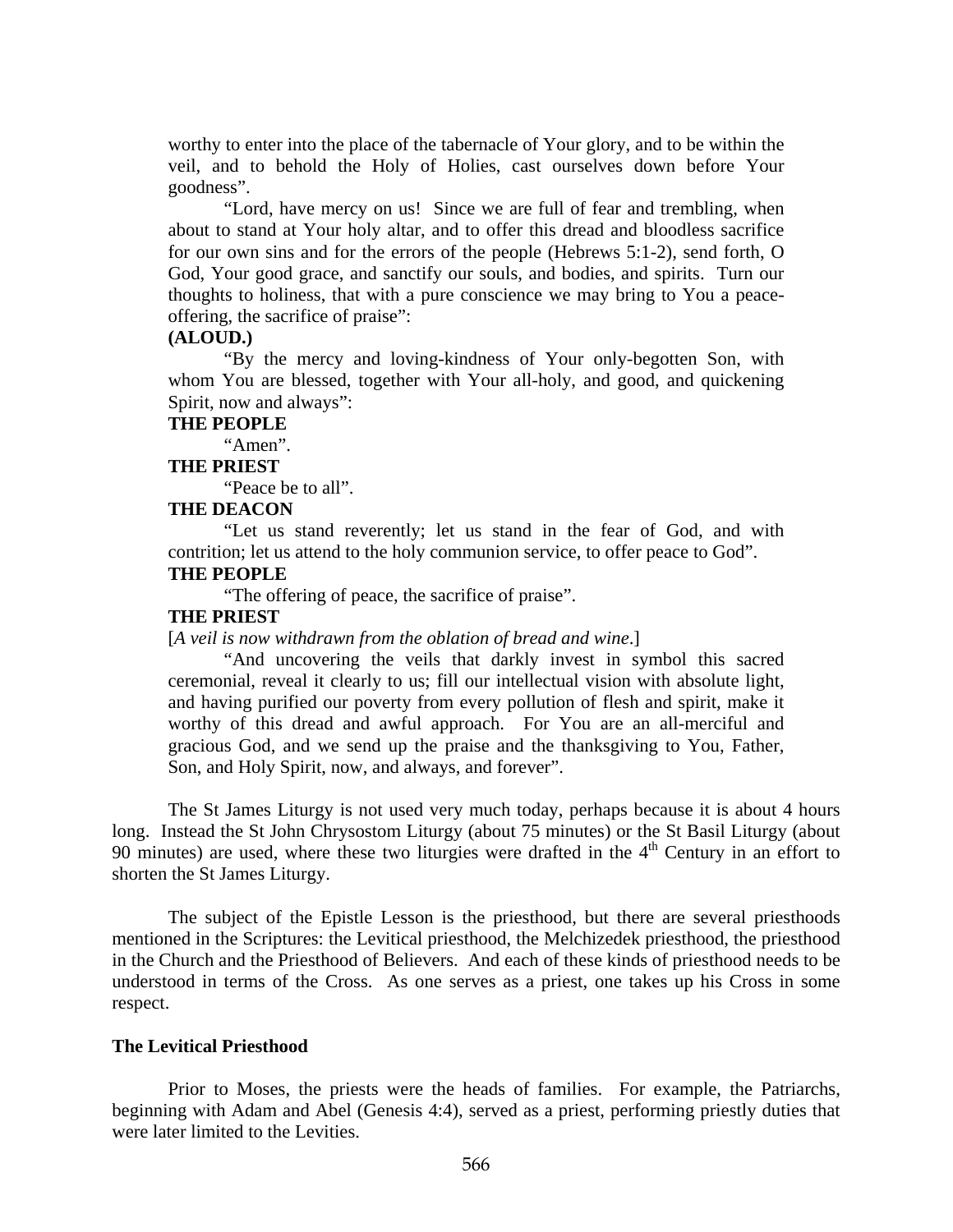worthy to enter into the place of the tabernacle of Your glory, and to be within the veil, and to behold the Holy of Holies, cast ourselves down before Your goodness".

"Lord, have mercy on us! Since we are full of fear and trembling, when about to stand at Your holy altar, and to offer this dread and bloodless sacrifice for our own sins and for the errors of the people (Hebrews 5:1-2), send forth, O God, Your good grace, and sanctify our souls, and bodies, and spirits. Turn our thoughts to holiness, that with a pure conscience we may bring to You a peace-offering, the sacrifice of praise":

**(ALOUD.)**

"By the mercy and loving-kindness of Your only-begotten Son, with whom You are blessed, together with Your all-holy, and good, and quickening Spirit, now and always":

**THE PEOPLE**

"Amen".

**THE PRIEST**

"Peace be to all".

**THE DEACON**

"Let us stand reverently; let us stand in the fear of God, and with contrition; let us attend to the holy communion service, to offer peace to God".

**THE PEOPLE**

"The offering of peace, the sacrifice of praise".

**THE PRIEST**

[*A veil is now withdrawn from the oblation of bread and wine*.]

"And uncovering the veils that darkly invest in symbol this sacred ceremonial, reveal it clearly to us; fill our intellectual vision with absolute light, and having purified our poverty from every pollution of flesh and spirit, make it worthy of this dread and awful approach. For You are an all-merciful and gracious God, and we send up the praise and the thanksgiving to You, Father, Son, and Holy Spirit, now, and always, and forever".

The St James Liturgy is not used very much today, perhaps because it is about 4 hours long. Instead the St John Chrysostom Liturgy (about 75 minutes) or the St Basil Liturgy (about 90 minutes) are used, where these two liturgies were drafted in the 4th Century in an effort to shorten the St James Liturgy.

The subject of the Epistle Lesson is the priesthood, but there are several priesthoods mentioned in the Scriptures: the Levitical priesthood, the Melchizedek priesthood, the priesthood in the Church and the Priesthood of Believers. And each of these kinds of priesthood needs to be understood in terms of the Cross. As one serves as a priest, one takes up his Cross in some respect.

### The Levitical Priesthood

Prior to Moses, the priests were the heads of families. For example, the Patriarchs, beginning with Adam and Abel (Genesis 4:4), served as a priest, performing priestly duties that were later limited to the Levities.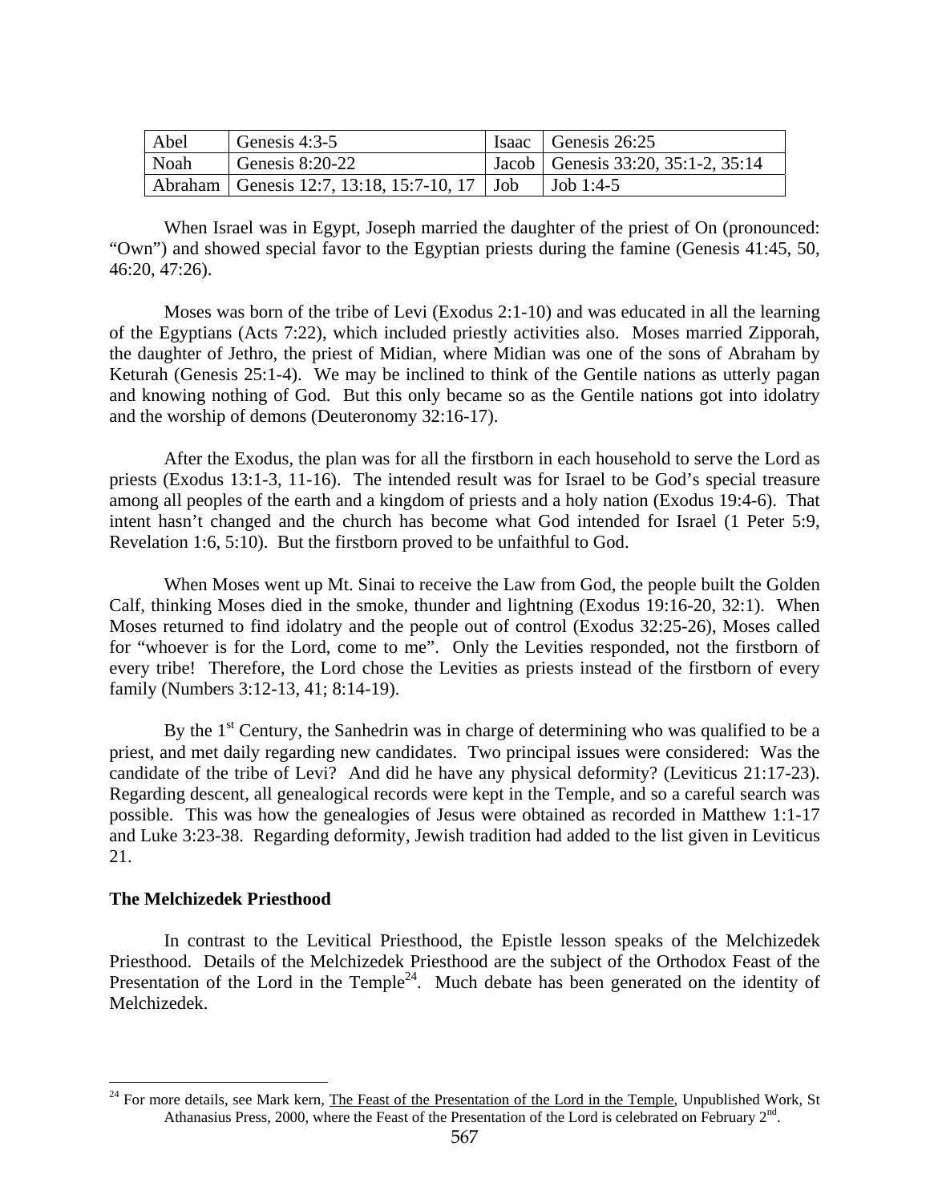| Abel | Genesis 4:3-5 | Isaac | Genesis 26:25 |
|---|---|---|---|
| Noah | Genesis 8:20-22 | Jacob | Genesis 33:20, 35:1-2, 35:14 |
| Abraham | Genesis 12:7, 13:18, 15:7-10, 17 | Job | Job 1:4-5 |

When Israel was in Egypt, Joseph married the daughter of the priest of On (pronounced: "Own") and showed special favor to the Egyptian priests during the famine (Genesis 41:45, 50, 46:20, 47:26).

Moses was born of the tribe of Levi (Exodus 2:1-10) and was educated in all the learning of the Egyptians (Acts 7:22), which included priestly activities also. Moses married Zipporah, the daughter of Jethro, the priest of Midian, where Midian was one of the sons of Abraham by Keturah (Genesis 25:1-4). We may be inclined to think of the Gentile nations as utterly pagan and knowing nothing of God. But this only became so as the Gentile nations got into idolatry and the worship of demons (Deuteronomy 32:16-17).

After the Exodus, the plan was for all the firstborn in each household to serve the Lord as priests (Exodus 13:1-3, 11-16). The intended result was for Israel to be God's special treasure among all peoples of the earth and a kingdom of priests and a holy nation (Exodus 19:4-6). That intent hasn't changed and the church has become what God intended for Israel (1 Peter 5:9, Revelation 1:6, 5:10). But the firstborn proved to be unfaithful to God.

When Moses went up Mt. Sinai to receive the Law from God, the people built the Golden Calf, thinking Moses died in the smoke, thunder and lightning (Exodus 19:16-20, 32:1). When Moses returned to find idolatry and the people out of control (Exodus 32:25-26), Moses called for "whoever is for the Lord, come to me". Only the Levities responded, not the firstborn of every tribe! Therefore, the Lord chose the Levities as priests instead of the firstborn of every family (Numbers 3:12-13, 41; 8:14-19).

By the 1st Century, the Sanhedrin was in charge of determining who was qualified to be a priest, and met daily regarding new candidates. Two principal issues were considered: Was the candidate of the tribe of Levi? And did he have any physical deformity? (Leviticus 21:17-23). Regarding descent, all genealogical records were kept in the Temple, and so a careful search was possible. This was how the genealogies of Jesus were obtained as recorded in Matthew 1:1-17 and Luke 3:23-38. Regarding deformity, Jewish tradition had added to the list given in Leviticus 21.

**The Melchizedek Priesthood**

In contrast to the Levitical Priesthood, the Epistle lesson speaks of the Melchizedek Priesthood. Details of the Melchizedek Priesthood are the subject of the Orthodox Feast of the Presentation of the Lord in the Temple[24]. Much debate has been generated on the identity of Melchizedek.

---

[24] For more details, see Mark kern, The Feast of the Presentation of the Lord in the Temple, Unpublished Work, St Athanasius Press, 2000, where the Feast of the Presentation of the Lord is celebrated on February 2nd.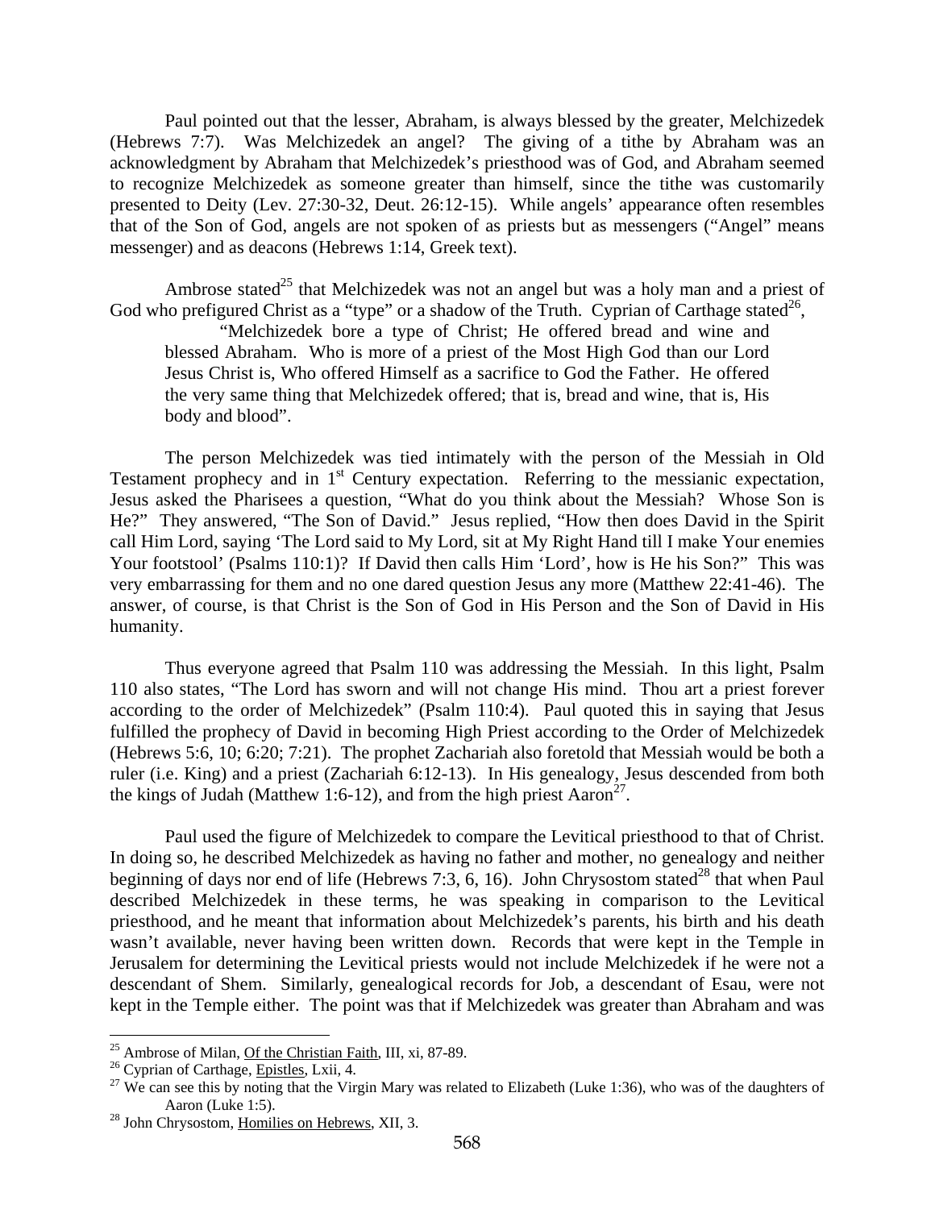Paul pointed out that the lesser, Abraham, is always blessed by the greater, Melchizedek (Hebrews 7:7). Was Melchizedek an angel? The giving of a tithe by Abraham was an acknowledgment by Abraham that Melchizedek's priesthood was of God, and Abraham seemed to recognize Melchizedek as someone greater than himself, since the tithe was customarily presented to Deity (Lev. 27:30-32, Deut. 26:12-15). While angels' appearance often resembles that of the Son of God, angels are not spoken of as priests but as messengers ("Angel" means messenger) and as deacons (Hebrews 1:14, Greek text).

Ambrose stated[25] that Melchizedek was not an angel but was a holy man and a priest of God who prefigured Christ as a "type" or a shadow of the Truth. Cyprian of Carthage stated[26],

> "Melchizedek bore a type of Christ; He offered bread and wine and blessed Abraham. Who is more of a priest of the Most High God than our Lord Jesus Christ is, Who offered Himself as a sacrifice to God the Father. He offered the very same thing that Melchizedek offered; that is, bread and wine, that is, His body and blood".

The person Melchizedek was tied intimately with the person of the Messiah in Old Testament prophecy and in 1st Century expectation. Referring to the messianic expectation, Jesus asked the Pharisees a question, "What do you think about the Messiah? Whose Son is He?" They answered, "The Son of David." Jesus replied, "How then does David in the Spirit call Him Lord, saying 'The Lord said to My Lord, sit at My Right Hand till I make Your enemies Your footstool' (Psalms 110:1)? If David then calls Him 'Lord', how is He his Son?" This was very embarrassing for them and no one dared question Jesus any more (Matthew 22:41-46). The answer, of course, is that Christ is the Son of God in His Person and the Son of David in His humanity.

Thus everyone agreed that Psalm 110 was addressing the Messiah. In this light, Psalm 110 also states, "The Lord has sworn and will not change His mind. Thou art a priest forever according to the order of Melchizedek" (Psalm 110:4). Paul quoted this in saying that Jesus fulfilled the prophecy of David in becoming High Priest according to the Order of Melchizedek (Hebrews 5:6, 10; 6:20; 7:21). The prophet Zachariah also foretold that Messiah would be both a ruler (i.e. King) and a priest (Zachariah 6:12-13). In His genealogy, Jesus descended from both the kings of Judah (Matthew 1:6-12), and from the high priest Aaron[27].

Paul used the figure of Melchizedek to compare the Levitical priesthood to that of Christ. In doing so, he described Melchizedek as having no father and mother, no genealogy and neither beginning of days nor end of life (Hebrews 7:3, 6, 16). John Chrysostom stated[28] that when Paul described Melchizedek in these terms, he was speaking in comparison to the Levitical priesthood, and he meant that information about Melchizedek's parents, his birth and his death wasn't available, never having been written down. Records that were kept in the Temple in Jerusalem for determining the Levitical priests would not include Melchizedek if he were not a descendant of Shem. Similarly, genealogical records for Job, a descendant of Esau, were not kept in the Temple either. The point was that if Melchizedek was greater than Abraham and was

---

[25] Ambrose of Milan, Of the Christian Faith, III, xi, 87-89.

[26] Cyprian of Carthage, Epistles, Lxii, 4.

[27] We can see this by noting that the Virgin Mary was related to Elizabeth (Luke 1:36), who was of the daughters of Aaron (Luke 1:5).

[28] John Chrysostom, Homilies on Hebrews, XII, 3.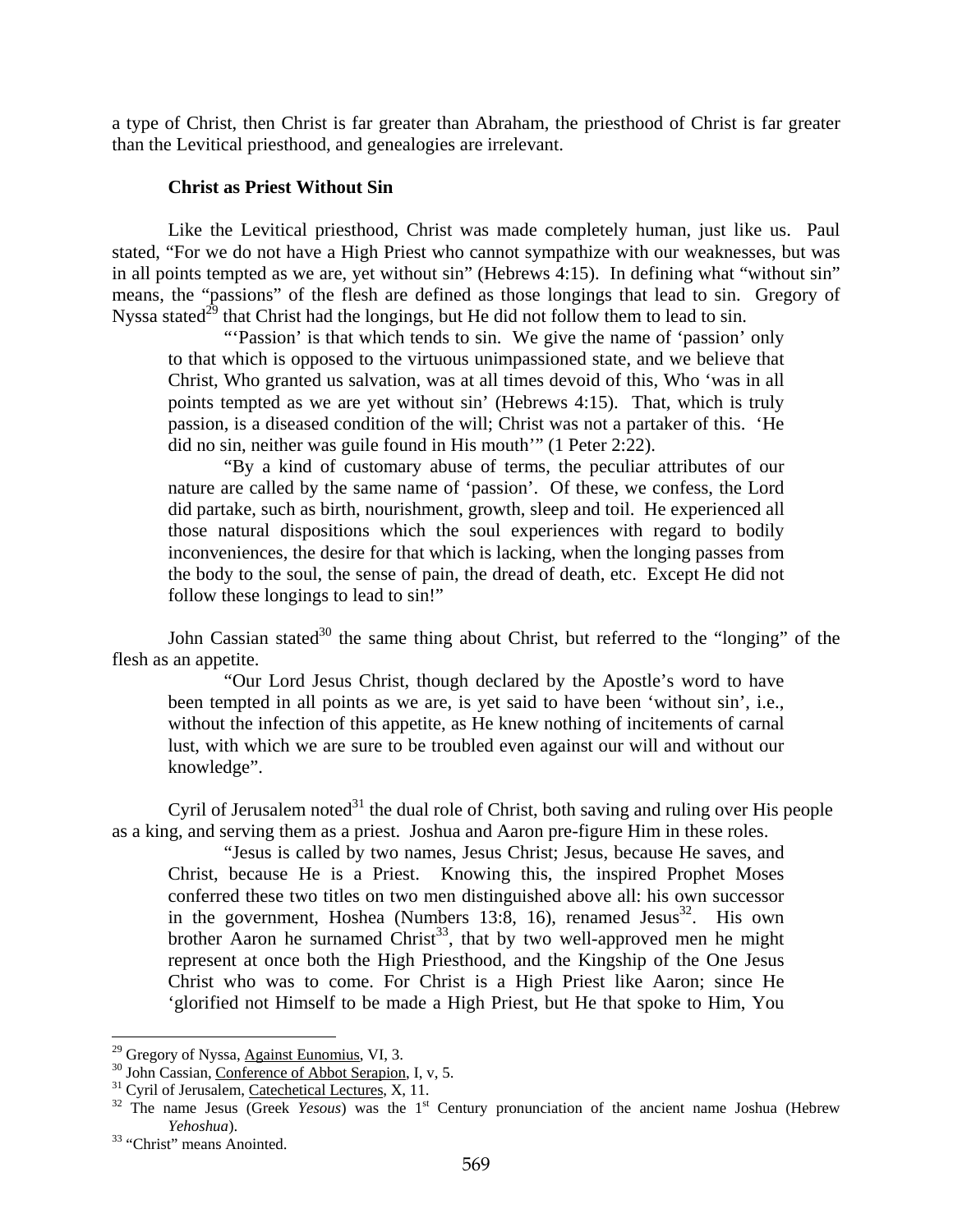a type of Christ, then Christ is far greater than Abraham, the priesthood of Christ is far greater than the Levitical priesthood, and genealogies are irrelevant.

### Christ as Priest Without Sin

Like the Levitical priesthood, Christ was made completely human, just like us. Paul stated, "For we do not have a High Priest who cannot sympathize with our weaknesses, but was in all points tempted as we are, yet without sin" (Hebrews 4:15). In defining what "without sin" means, the "passions" of the flesh are defined as those longings that lead to sin. Gregory of Nyssa stated[29] that Christ had the longings, but He did not follow them to lead to sin.

> "'Passion' is that which tends to sin. We give the name of 'passion' only to that which is opposed to the virtuous unimpassioned state, and we believe that Christ, Who granted us salvation, was at all times devoid of this, Who 'was in all points tempted as we are yet without sin' (Hebrews 4:15). That, which is truly passion, is a diseased condition of the will; Christ was not a partaker of this. 'He did no sin, neither was guile found in His mouth'" (1 Peter 2:22).
>
> "By a kind of customary abuse of terms, the peculiar attributes of our nature are called by the same name of 'passion'. Of these, we confess, the Lord did partake, such as birth, nourishment, growth, sleep and toil. He experienced all those natural dispositions which the soul experiences with regard to bodily inconveniences, the desire for that which is lacking, when the longing passes from the body to the soul, the sense of pain, the dread of death, etc. Except He did not follow these longings to lead to sin!"

John Cassian stated[30] the same thing about Christ, but referred to the "longing" of the flesh as an appetite.

> "Our Lord Jesus Christ, though declared by the Apostle's word to have been tempted in all points as we are, is yet said to have been 'without sin', i.e., without the infection of this appetite, as He knew nothing of incitements of carnal lust, with which we are sure to be troubled even against our will and without our knowledge".

Cyril of Jerusalem noted[31] the dual role of Christ, both saving and ruling over His people as a king, and serving them as a priest. Joshua and Aaron pre-figure Him in these roles.

> "Jesus is called by two names, Jesus Christ; Jesus, because He saves, and Christ, because He is a Priest. Knowing this, the inspired Prophet Moses conferred these two titles on two men distinguished above all: his own successor in the government, Hoshea (Numbers 13:8, 16), renamed Jesus[32]. His own brother Aaron he surnamed Christ[33], that by two well-approved men he might represent at once both the High Priesthood, and the Kingship of the One Jesus Christ who was to come. For Christ is a High Priest like Aaron; since He 'glorified not Himself to be made a High Priest, but He that spoke to Him, You

---

[29] Gregory of Nyssa, Against Eunomius, VI, 3.

[30] John Cassian, Conference of Abbot Serapion, I, v, 5.

[31] Cyril of Jerusalem, Catechetical Lectures, X, 11.

[32] The name Jesus (Greek *Yesous*) was the 1st Century pronunciation of the ancient name Joshua (Hebrew *Yehoshua*).

[33] "Christ" means Anointed.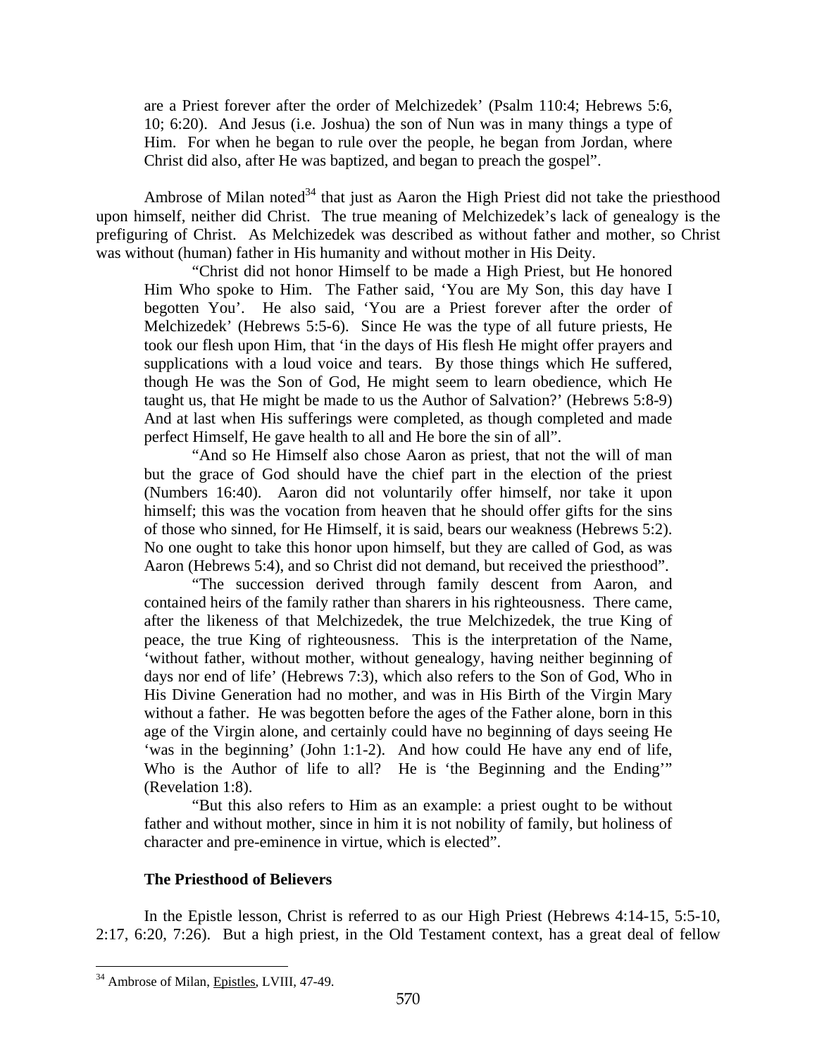are a Priest forever after the order of Melchizedek' (Psalm 110:4; Hebrews 5:6, 10; 6:20). And Jesus (i.e. Joshua) the son of Nun was in many things a type of Him. For when he began to rule over the people, he began from Jordan, where Christ did also, after He was baptized, and began to preach the gospel".

Ambrose of Milan noted[34] that just as Aaron the High Priest did not take the priesthood upon himself, neither did Christ. The true meaning of Melchizedek's lack of genealogy is the prefiguring of Christ. As Melchizedek was described as without father and mother, so Christ was without (human) father in His humanity and without mother in His Deity.

> "Christ did not honor Himself to be made a High Priest, but He honored Him Who spoke to Him. The Father said, 'You are My Son, this day have I begotten You'. He also said, 'You are a Priest forever after the order of Melchizedek' (Hebrews 5:5-6). Since He was the type of all future priests, He took our flesh upon Him, that 'in the days of His flesh He might offer prayers and supplications with a loud voice and tears. By those things which He suffered, though He was the Son of God, He might seem to learn obedience, which He taught us, that He might be made to us the Author of Salvation?' (Hebrews 5:8-9) And at last when His sufferings were completed, as though completed and made perfect Himself, He gave health to all and He bore the sin of all".
>
> "And so He Himself also chose Aaron as priest, that not the will of man but the grace of God should have the chief part in the election of the priest (Numbers 16:40). Aaron did not voluntarily offer himself, nor take it upon himself; this was the vocation from heaven that he should offer gifts for the sins of those who sinned, for He Himself, it is said, bears our weakness (Hebrews 5:2). No one ought to take this honor upon himself, but they are called of God, as was Aaron (Hebrews 5:4), and so Christ did not demand, but received the priesthood".
>
> "The succession derived through family descent from Aaron, and contained heirs of the family rather than sharers in his righteousness. There came, after the likeness of that Melchizedek, the true Melchizedek, the true King of peace, the true King of righteousness. This is the interpretation of the Name, 'without father, without mother, without genealogy, having neither beginning of days nor end of life' (Hebrews 7:3), which also refers to the Son of God, Who in His Divine Generation had no mother, and was in His Birth of the Virgin Mary without a father. He was begotten before the ages of the Father alone, born in this age of the Virgin alone, and certainly could have no beginning of days seeing He 'was in the beginning' (John 1:1-2). And how could He have any end of life, Who is the Author of life to all? He is 'the Beginning and the Ending'" (Revelation 1:8).
>
> "But this also refers to Him as an example: a priest ought to be without father and without mother, since in him it is not nobility of family, but holiness of character and pre-eminence in virtue, which is elected".

### The Priesthood of Believers

In the Epistle lesson, Christ is referred to as our High Priest (Hebrews 4:14-15, 5:5-10, 2:17, 6:20, 7:26). But a high priest, in the Old Testament context, has a great deal of fellow

[34] Ambrose of Milan, Epistles, LVIII, 47-49.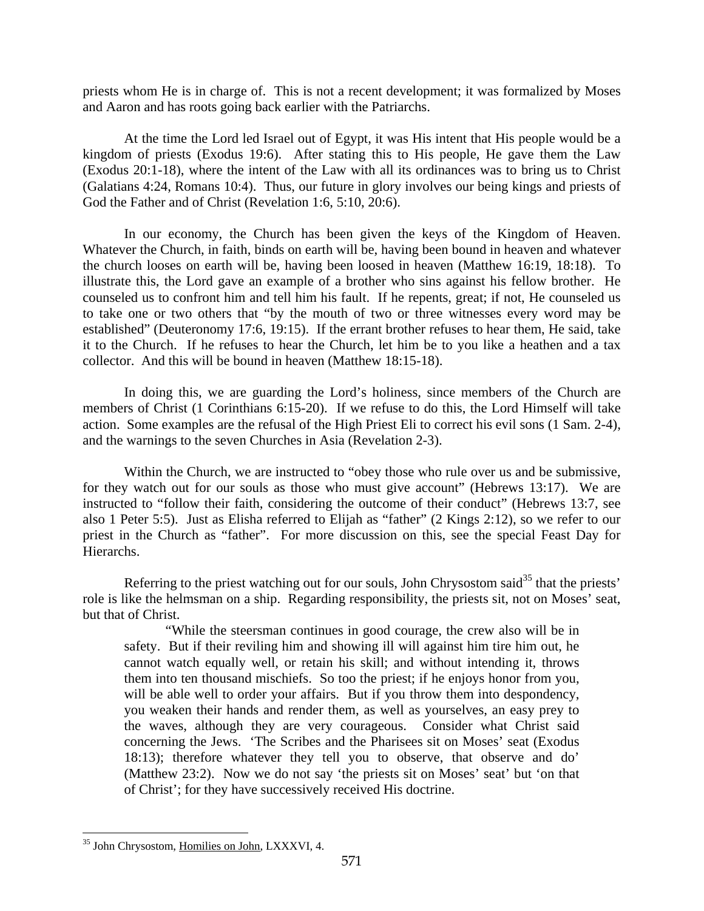priests whom He is in charge of. This is not a recent development; it was formalized by Moses and Aaron and has roots going back earlier with the Patriarchs.

At the time the Lord led Israel out of Egypt, it was His intent that His people would be a kingdom of priests (Exodus 19:6). After stating this to His people, He gave them the Law (Exodus 20:1-18), where the intent of the Law with all its ordinances was to bring us to Christ (Galatians 4:24, Romans 10:4). Thus, our future in glory involves our being kings and priests of God the Father and of Christ (Revelation 1:6, 5:10, 20:6).

In our economy, the Church has been given the keys of the Kingdom of Heaven. Whatever the Church, in faith, binds on earth will be, having been bound in heaven and whatever the church looses on earth will be, having been loosed in heaven (Matthew 16:19, 18:18). To illustrate this, the Lord gave an example of a brother who sins against his fellow brother. He counseled us to confront him and tell him his fault. If he repents, great; if not, He counseled us to take one or two others that "by the mouth of two or three witnesses every word may be established" (Deuteronomy 17:6, 19:15). If the errant brother refuses to hear them, He said, take it to the Church. If he refuses to hear the Church, let him be to you like a heathen and a tax collector. And this will be bound in heaven (Matthew 18:15-18).

In doing this, we are guarding the Lord's holiness, since members of the Church are members of Christ (1 Corinthians 6:15-20). If we refuse to do this, the Lord Himself will take action. Some examples are the refusal of the High Priest Eli to correct his evil sons (1 Sam. 2-4), and the warnings to the seven Churches in Asia (Revelation 2-3).

Within the Church, we are instructed to "obey those who rule over us and be submissive, for they watch out for our souls as those who must give account" (Hebrews 13:17). We are instructed to "follow their faith, considering the outcome of their conduct" (Hebrews 13:7, see also 1 Peter 5:5). Just as Elisha referred to Elijah as "father" (2 Kings 2:12), so we refer to our priest in the Church as "father". For more discussion on this, see the special Feast Day for Hierarchs.

Referring to the priest watching out for our souls, John Chrysostom said[35] that the priests' role is like the helmsman on a ship. Regarding responsibility, the priests sit, not on Moses' seat, but that of Christ.

> "While the steersman continues in good courage, the crew also will be in safety. But if their reviling him and showing ill will against him tire him out, he cannot watch equally well, or retain his skill; and without intending it, throws them into ten thousand mischiefs. So too the priest; if he enjoys honor from you, will be able well to order your affairs. But if you throw them into despondency, you weaken their hands and render them, as well as yourselves, an easy prey to the waves, although they are very courageous. Consider what Christ said concerning the Jews. 'The Scribes and the Pharisees sit on Moses' seat (Exodus 18:13); therefore whatever they tell you to observe, that observe and do' (Matthew 23:2). Now we do not say 'the priests sit on Moses' seat' but 'on that of Christ'; for they have successively received His doctrine.

[35] John Chrysostom, Homilies on John, LXXXVI, 4.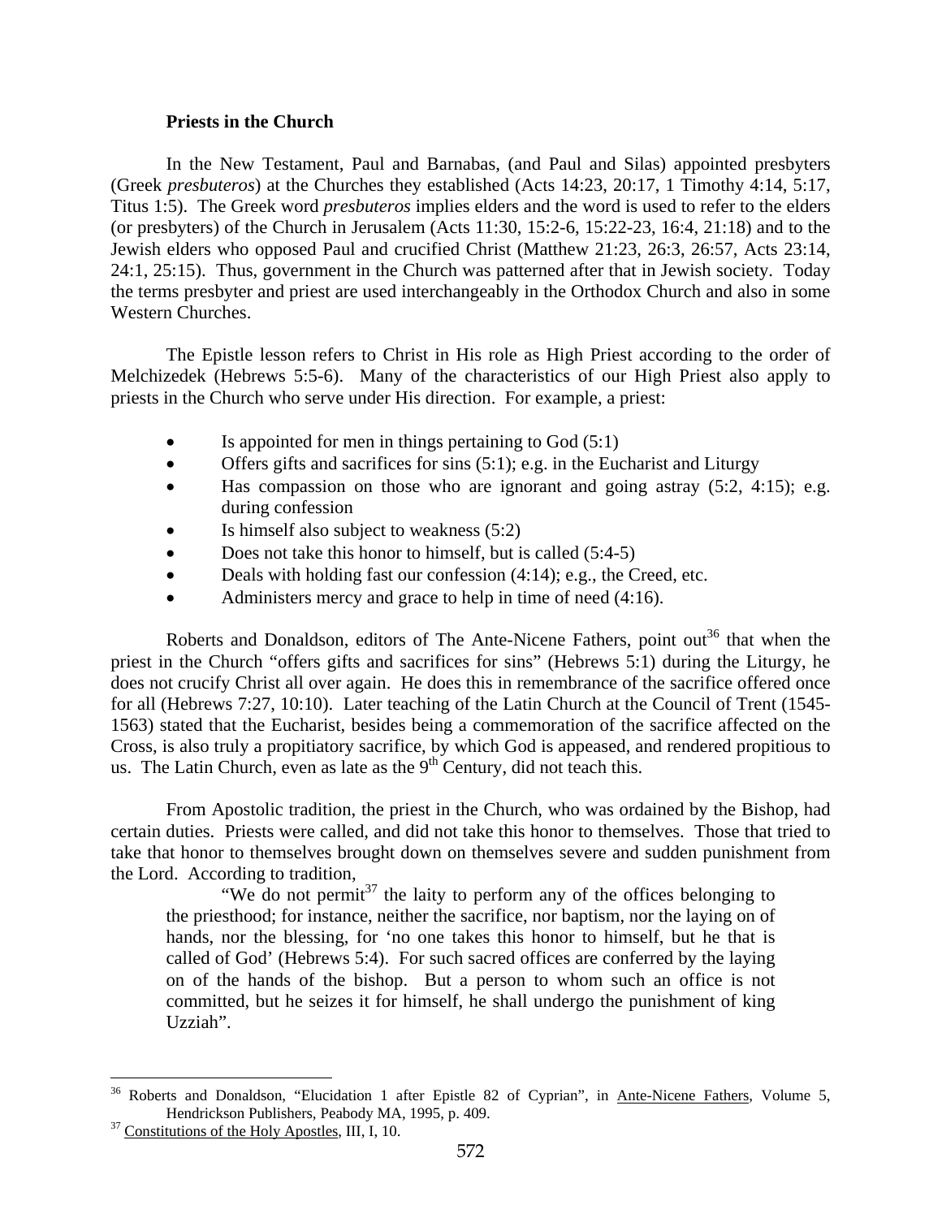**Priests in the Church**

In the New Testament, Paul and Barnabas, (and Paul and Silas) appointed presbyters (Greek *presbuteros*) at the Churches they established (Acts 14:23, 20:17, 1 Timothy 4:14, 5:17, Titus 1:5). The Greek word *presbuteros* implies elders and the word is used to refer to the elders (or presbyters) of the Church in Jerusalem (Acts 11:30, 15:2-6, 15:22-23, 16:4, 21:18) and to the Jewish elders who opposed Paul and crucified Christ (Matthew 21:23, 26:3, 26:57, Acts 23:14, 24:1, 25:15). Thus, government in the Church was patterned after that in Jewish society. Today the terms presbyter and priest are used interchangeably in the Orthodox Church and also in some Western Churches.

The Epistle lesson refers to Christ in His role as High Priest according to the order of Melchizedek (Hebrews 5:5-6). Many of the characteristics of our High Priest also apply to priests in the Church who serve under His direction. For example, a priest:

- Is appointed for men in things pertaining to God (5:1)
- Offers gifts and sacrifices for sins (5:1); e.g. in the Eucharist and Liturgy
- Has compassion on those who are ignorant and going astray (5:2, 4:15); e.g. during confession
- Is himself also subject to weakness (5:2)
- Does not take this honor to himself, but is called (5:4-5)
- Deals with holding fast our confession (4:14); e.g., the Creed, etc.
- Administers mercy and grace to help in time of need (4:16).

Roberts and Donaldson, editors of The Ante-Nicene Fathers, point out[36] that when the priest in the Church "offers gifts and sacrifices for sins" (Hebrews 5:1) during the Liturgy, he does not crucify Christ all over again. He does this in remembrance of the sacrifice offered once for all (Hebrews 7:27, 10:10). Later teaching of the Latin Church at the Council of Trent (1545-1563) stated that the Eucharist, besides being a commemoration of the sacrifice affected on the Cross, is also truly a propitiatory sacrifice, by which God is appeased, and rendered propitious to us. The Latin Church, even as late as the 9th Century, did not teach this.

From Apostolic tradition, the priest in the Church, who was ordained by the Bishop, had certain duties. Priests were called, and did not take this honor to themselves. Those that tried to take that honor to themselves brought down on themselves severe and sudden punishment from the Lord. According to tradition,

> "We do not permit[37] the laity to perform any of the offices belonging to the priesthood; for instance, neither the sacrifice, nor baptism, nor the laying on of hands, nor the blessing, for 'no one takes this honor to himself, but he that is called of God' (Hebrews 5:4). For such sacred offices are conferred by the laying on of the hands of the bishop. But a person to whom such an office is not committed, but he seizes it for himself, he shall undergo the punishment of king Uzziah".

---

[36] Roberts and Donaldson, "Elucidation 1 after Epistle 82 of Cyprian", in Ante-Nicene Fathers, Volume 5, Hendrickson Publishers, Peabody MA, 1995, p. 409.

[37] Constitutions of the Holy Apostles, III, I, 10.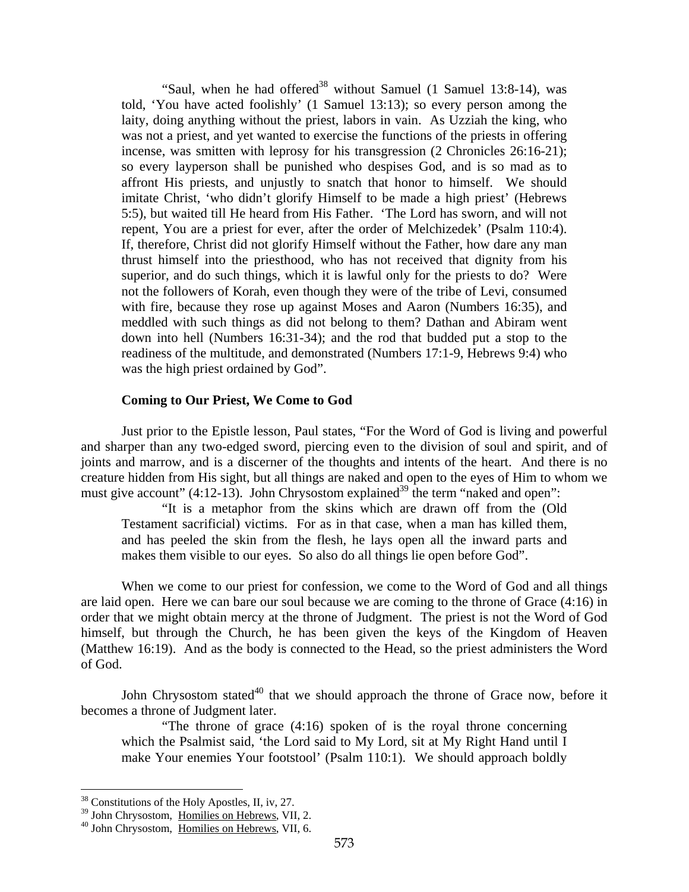"Saul, when he had offered[38] without Samuel (1 Samuel 13:8-14), was told, 'You have acted foolishly' (1 Samuel 13:13); so every person among the laity, doing anything without the priest, labors in vain. As Uzziah the king, who was not a priest, and yet wanted to exercise the functions of the priests in offering incense, was smitten with leprosy for his transgression (2 Chronicles 26:16-21); so every layperson shall be punished who despises God, and is so mad as to affront His priests, and unjustly to snatch that honor to himself. We should imitate Christ, 'who didn't glorify Himself to be made a high priest' (Hebrews 5:5), but waited till He heard from His Father. 'The Lord has sworn, and will not repent, You are a priest for ever, after the order of Melchizedek' (Psalm 110:4). If, therefore, Christ did not glorify Himself without the Father, how dare any man thrust himself into the priesthood, who has not received that dignity from his superior, and do such things, which it is lawful only for the priests to do? Were not the followers of Korah, even though they were of the tribe of Levi, consumed with fire, because they rose up against Moses and Aaron (Numbers 16:35), and meddled with such things as did not belong to them? Dathan and Abiram went down into hell (Numbers 16:31-34); and the rod that budded put a stop to the readiness of the multitude, and demonstrated (Numbers 17:1-9, Hebrews 9:4) who was the high priest ordained by God".

### Coming to Our Priest, We Come to God

Just prior to the Epistle lesson, Paul states, "For the Word of God is living and powerful and sharper than any two-edged sword, piercing even to the division of soul and spirit, and of joints and marrow, and is a discerner of the thoughts and intents of the heart. And there is no creature hidden from His sight, but all things are naked and open to the eyes of Him to whom we must give account" (4:12-13). John Chrysostom explained[39] the term "naked and open":

> "It is a metaphor from the skins which are drawn off from the (Old Testament sacrificial) victims. For as in that case, when a man has killed them, and has peeled the skin from the flesh, he lays open all the inward parts and makes them visible to our eyes. So also do all things lie open before God".

When we come to our priest for confession, we come to the Word of God and all things are laid open. Here we can bare our soul because we are coming to the throne of Grace (4:16) in order that we might obtain mercy at the throne of Judgment. The priest is not the Word of God himself, but through the Church, he has been given the keys of the Kingdom of Heaven (Matthew 16:19). And as the body is connected to the Head, so the priest administers the Word of God.

John Chrysostom stated[40] that we should approach the throne of Grace now, before it becomes a throne of Judgment later.

> "The throne of grace (4:16) spoken of is the royal throne concerning which the Psalmist said, 'the Lord said to My Lord, sit at My Right Hand until I make Your enemies Your footstool' (Psalm 110:1). We should approach boldly

---

[38] Constitutions of the Holy Apostles, II, iv, 27.

[39] John Chrysostom, Homilies on Hebrews, VII, 2.

[40] John Chrysostom, Homilies on Hebrews, VII, 6.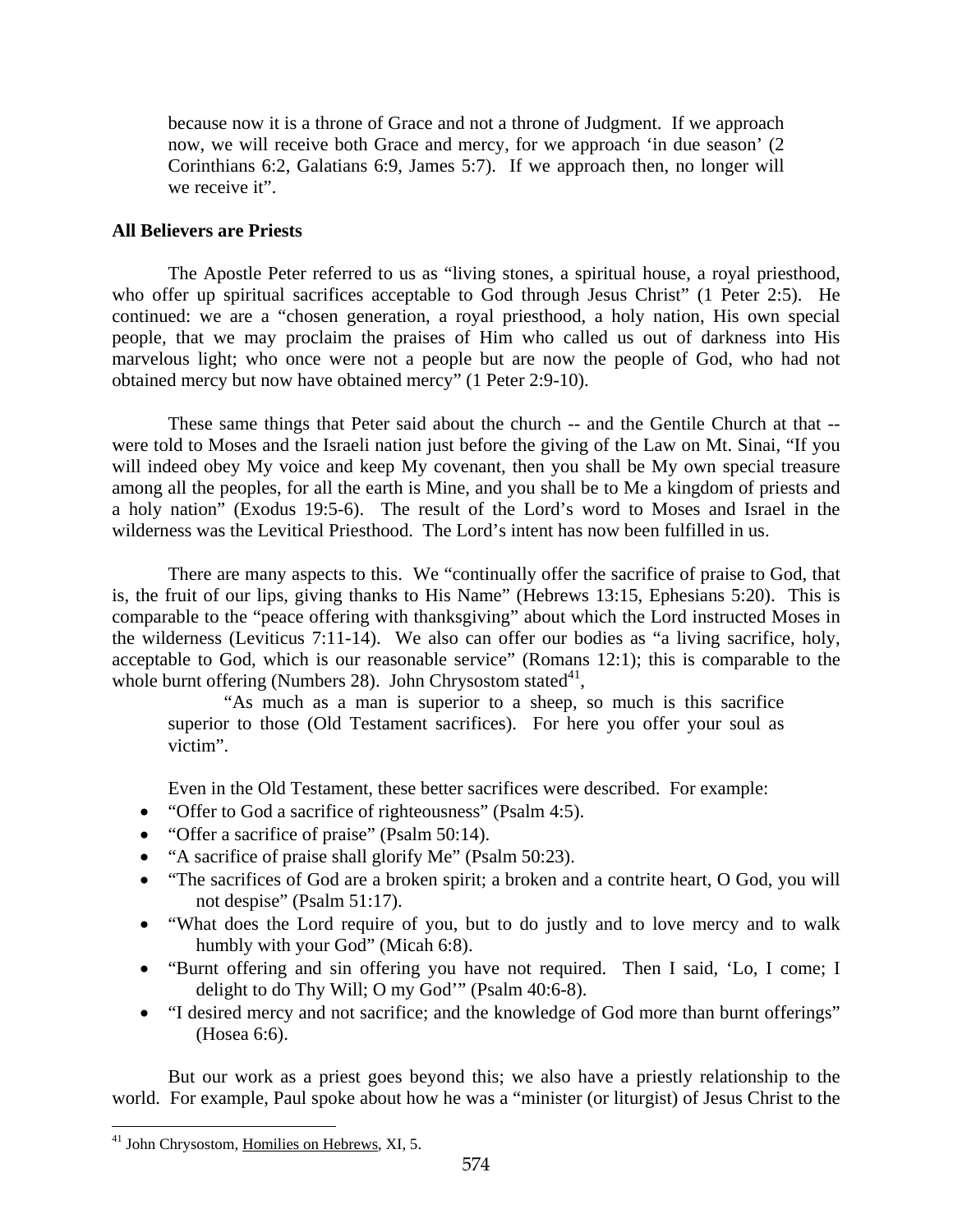> because now it is a throne of Grace and not a throne of Judgment. If we approach now, we will receive both Grace and mercy, for we approach 'in due season' (2 Corinthians 6:2, Galatians 6:9, James 5:7). If we approach then, no longer will we receive it".

**All Believers are Priests**

The Apostle Peter referred to us as "living stones, a spiritual house, a royal priesthood, who offer up spiritual sacrifices acceptable to God through Jesus Christ" (1 Peter 2:5). He continued: we are a "chosen generation, a royal priesthood, a holy nation, His own special people, that we may proclaim the praises of Him who called us out of darkness into His marvelous light; who once were not a people but are now the people of God, who had not obtained mercy but now have obtained mercy" (1 Peter 2:9-10).

These same things that Peter said about the church -- and the Gentile Church at that -- were told to Moses and the Israeli nation just before the giving of the Law on Mt. Sinai, "If you will indeed obey My voice and keep My covenant, then you shall be My own special treasure among all the peoples, for all the earth is Mine, and you shall be to Me a kingdom of priests and a holy nation" (Exodus 19:5-6). The result of the Lord's word to Moses and Israel in the wilderness was the Levitical Priesthood. The Lord's intent has now been fulfilled in us.

There are many aspects to this. We "continually offer the sacrifice of praise to God, that is, the fruit of our lips, giving thanks to His Name" (Hebrews 13:15, Ephesians 5:20). This is comparable to the "peace offering with thanksgiving" about which the Lord instructed Moses in the wilderness (Leviticus 7:11-14). We also can offer our bodies as "a living sacrifice, holy, acceptable to God, which is our reasonable service" (Romans 12:1); this is comparable to the whole burnt offering (Numbers 28). John Chrysostom stated[41],

> "As much as a man is superior to a sheep, so much is this sacrifice superior to those (Old Testament sacrifices). For here you offer your soul as victim".

Even in the Old Testament, these better sacrifices were described. For example:

- "Offer to God a sacrifice of righteousness" (Psalm 4:5).
- "Offer a sacrifice of praise" (Psalm 50:14).
- "A sacrifice of praise shall glorify Me" (Psalm 50:23).
- "The sacrifices of God are a broken spirit; a broken and a contrite heart, O God, you will not despise" (Psalm 51:17).
- "What does the Lord require of you, but to do justly and to love mercy and to walk humbly with your God" (Micah 6:8).
- "Burnt offering and sin offering you have not required. Then I said, 'Lo, I come; I delight to do Thy Will; O my God'" (Psalm 40:6-8).
- "I desired mercy and not sacrifice; and the knowledge of God more than burnt offerings" (Hosea 6:6).

But our work as a priest goes beyond this; we also have a priestly relationship to the world. For example, Paul spoke about how he was a "minister (or liturgist) of Jesus Christ to the

---

[41] John Chrysostom, Homilies on Hebrews, XI, 5.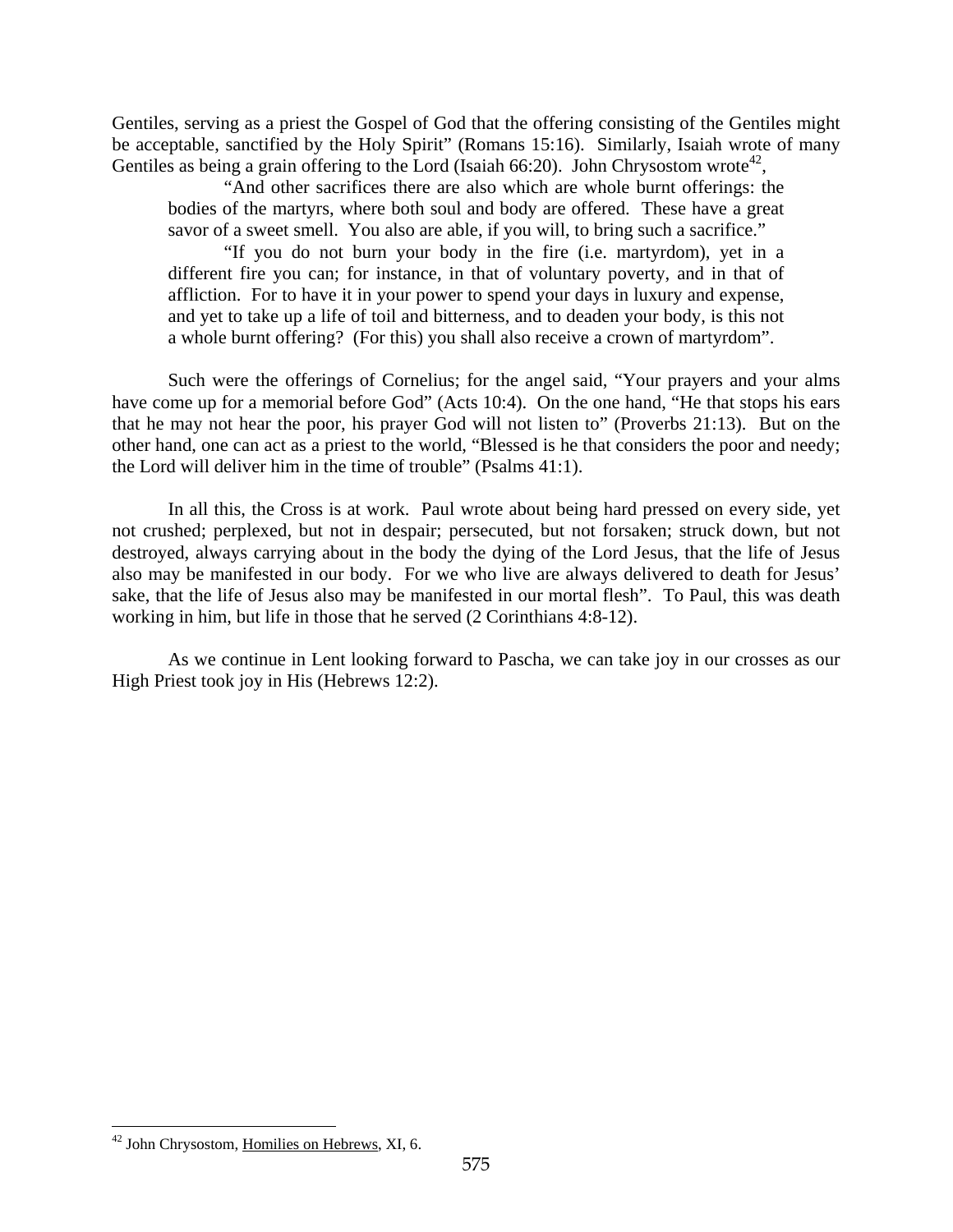Gentiles, serving as a priest the Gospel of God that the offering consisting of the Gentiles might be acceptable, sanctified by the Holy Spirit" (Romans 15:16). Similarly, Isaiah wrote of many Gentiles as being a grain offering to the Lord (Isaiah 66:20). John Chrysostom wrote[42],

> "And other sacrifices there are also which are whole burnt offerings: the bodies of the martyrs, where both soul and body are offered. These have a great savor of a sweet smell. You also are able, if you will, to bring such a sacrifice."
>
> "If you do not burn your body in the fire (i.e. martyrdom), yet in a different fire you can; for instance, in that of voluntary poverty, and in that of affliction. For to have it in your power to spend your days in luxury and expense, and yet to take up a life of toil and bitterness, and to deaden your body, is this not a whole burnt offering? (For this) you shall also receive a crown of martyrdom".

Such were the offerings of Cornelius; for the angel said, "Your prayers and your alms have come up for a memorial before God" (Acts 10:4). On the one hand, "He that stops his ears that he may not hear the poor, his prayer God will not listen to" (Proverbs 21:13). But on the other hand, one can act as a priest to the world, "Blessed is he that considers the poor and needy; the Lord will deliver him in the time of trouble" (Psalms 41:1).

In all this, the Cross is at work. Paul wrote about being hard pressed on every side, yet not crushed; perplexed, but not in despair; persecuted, but not forsaken; struck down, but not destroyed, always carrying about in the body the dying of the Lord Jesus, that the life of Jesus also may be manifested in our body. For we who live are always delivered to death for Jesus' sake, that the life of Jesus also may be manifested in our mortal flesh". To Paul, this was death working in him, but life in those that he served (2 Corinthians 4:8-12).

As we continue in Lent looking forward to Pascha, we can take joy in our crosses as our High Priest took joy in His (Hebrews 12:2).

---

[42] John Chrysostom, Homilies on Hebrews, XI, 6.